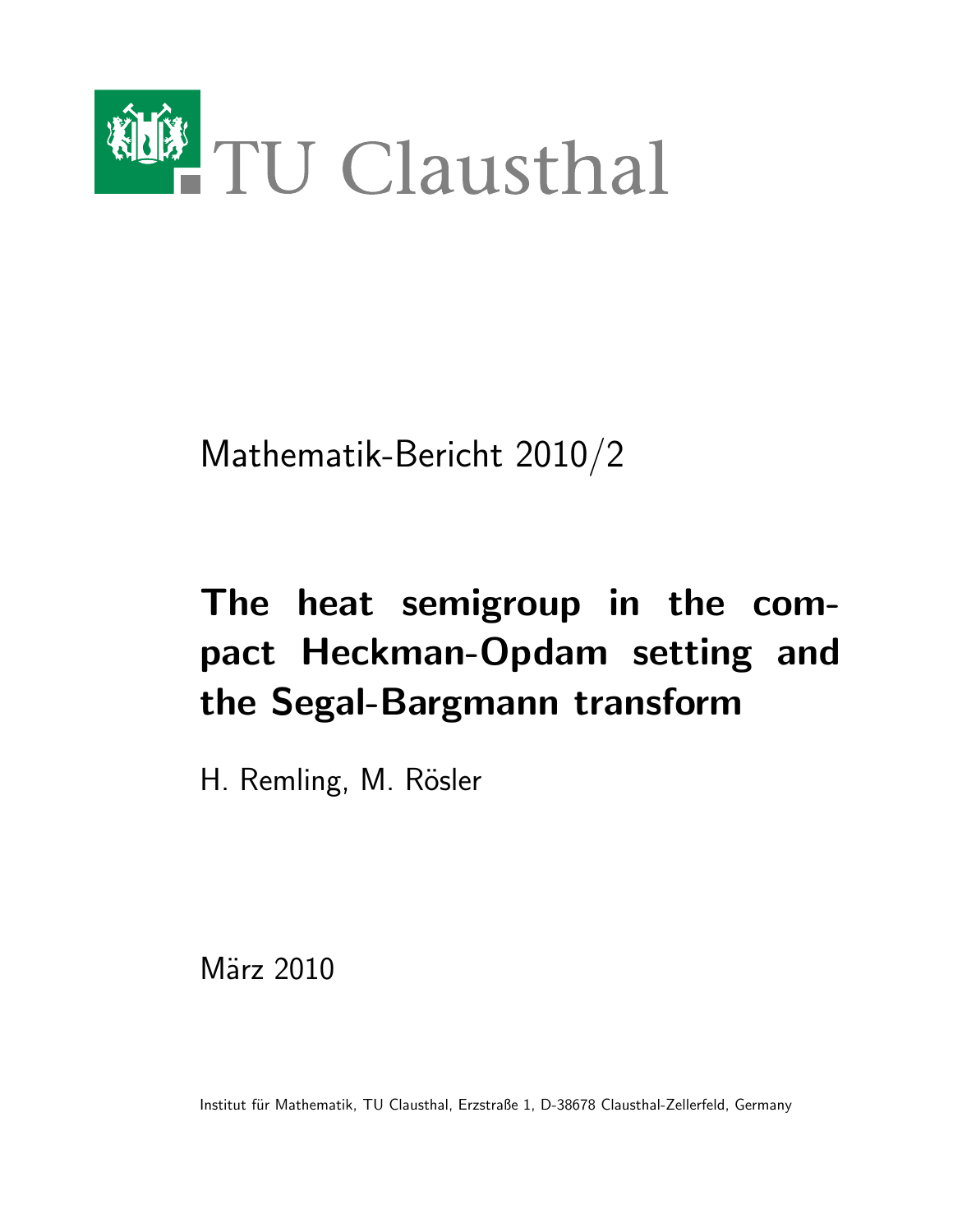TU Clausthal

Mathematik-Bericht 2010/2

# The heat semigroup in the compact Heckman-Opdam setting and the Segal-Bargmann transform

H. Remling, M. Rösler

März 2010

Institut für Mathematik, TU Clausthal, Erzstraße 1, D-38678 Clausthal-Zellerfeld, Germany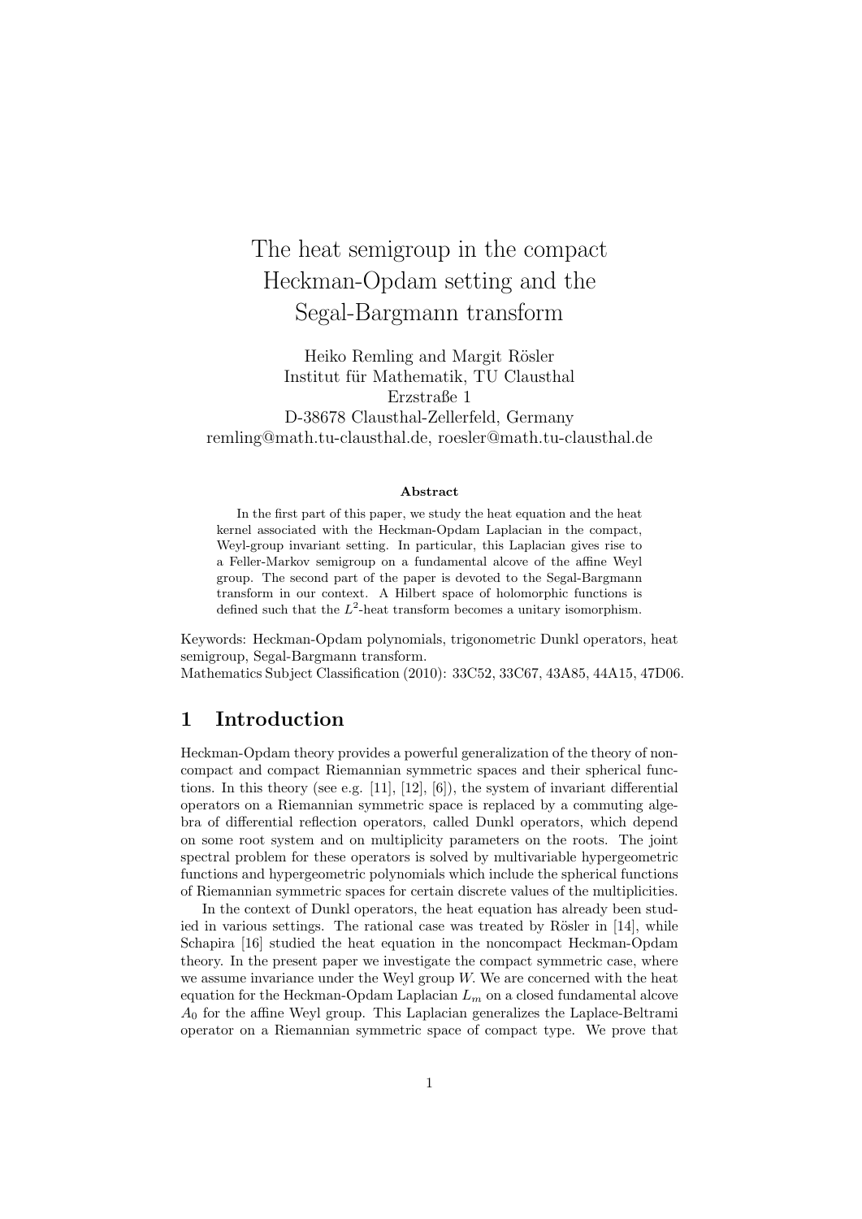# The heat semigroup in the compact Heckman-Opdam setting and the Segal-Bargmann transform

Heiko Remling and Margit Rösler
Institut für Mathematik, TU Clausthal
Erzstraße 1
D-38678 Clausthal-Zellerfeld, Germany
remling@math.tu-clausthal.de, roesler@math.tu-clausthal.de

**Abstract**

In the first part of this paper, we study the heat equation and the heat kernel associated with the Heckman-Opdam Laplacian in the compact, Weyl-group invariant setting. In particular, this Laplacian gives rise to a Feller-Markov semigroup on a fundamental alcove of the affine Weyl group. The second part of the paper is devoted to the Segal-Bargmann transform in our context. A Hilbert space of holomorphic functions is defined such that the $L^2$-heat transform becomes a unitary isomorphism.

Keywords: Heckman-Opdam polynomials, trigonometric Dunkl operators, heat semigroup, Segal-Bargmann transform.
Mathematics Subject Classification (2010): 33C52, 33C67, 43A85, 44A15, 47D06.

## 1 Introduction

Heckman-Opdam theory provides a powerful generalization of the theory of noncompact and compact Riemannian symmetric spaces and their spherical functions. In this theory (see e.g. [11], [12], [6]), the system of invariant differential operators on a Riemannian symmetric space is replaced by a commuting algebra of differential reflection operators, called Dunkl operators, which depend on some root system and on multiplicity parameters on the roots. The joint spectral problem for these operators is solved by multivariable hypergeometric functions and hypergeometric polynomials which include the spherical functions of Riemannian symmetric spaces for certain discrete values of the multiplicities.

In the context of Dunkl operators, the heat equation has already been studied in various settings. The rational case was treated by Rösler in [14], while Schapira [16] studied the heat equation in the noncompact Heckman-Opdam theory. In the present paper we investigate the compact symmetric case, where we assume invariance under the Weyl group $W$. We are concerned with the heat equation for the Heckman-Opdam Laplacian $L_m$ on a closed fundamental alcove $A_0$ for the affine Weyl group. This Laplacian generalizes the Laplace-Beltrami operator on a Riemannian symmetric space of compact type. We prove that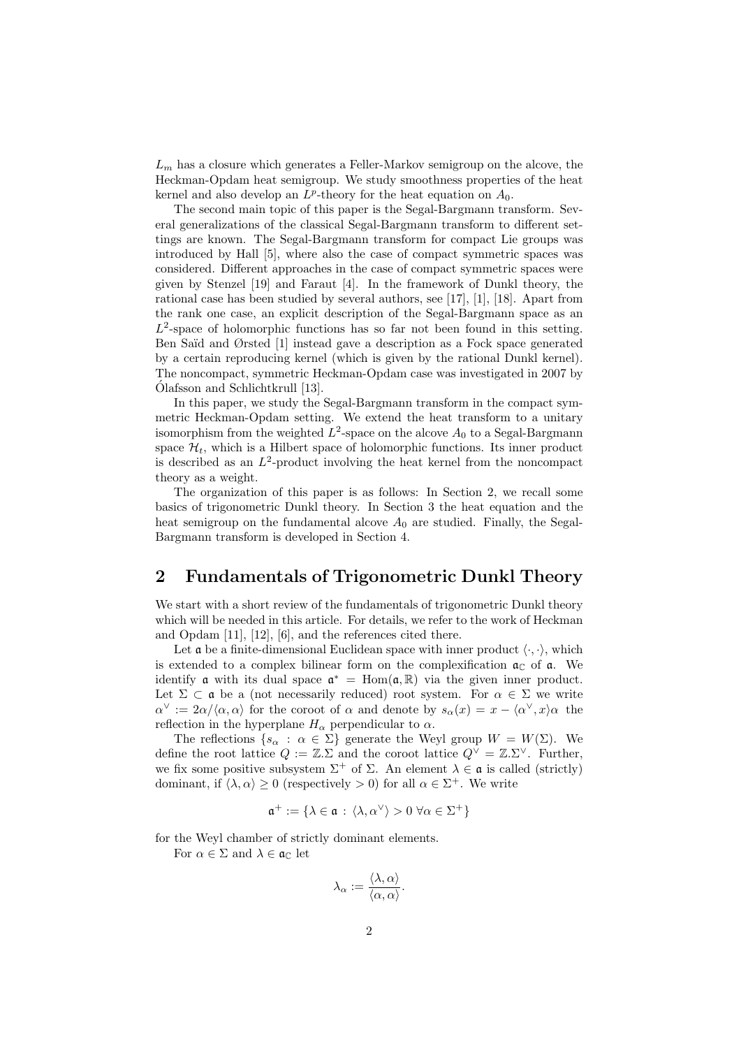$L_m$ has a closure which generates a Feller-Markov semigroup on the alcove, the Heckman-Opdam heat semigroup. We study smoothness properties of the heat kernel and also develop an $L^p$-theory for the heat equation on $A_0$.

The second main topic of this paper is the Segal-Bargmann transform. Several generalizations of the classical Segal-Bargmann transform to different settings are known. The Segal-Bargmann transform for compact Lie groups was introduced by Hall [5], where also the case of compact symmetric spaces was considered. Different approaches in the case of compact symmetric spaces were given by Stenzel [19] and Faraut [4]. In the framework of Dunkl theory, the rational case has been studied by several authors, see [17], [1], [18]. Apart from the rank one case, an explicit description of the Segal-Bargmann space as an $L^2$-space of holomorphic functions has so far not been found in this setting. Ben Saïd and Ørsted [1] instead gave a description as a Fock space generated by a certain reproducing kernel (which is given by the rational Dunkl kernel). The noncompact, symmetric Heckman-Opdam case was investigated in 2007 by Ólafsson and Schlichtkrull [13].

In this paper, we study the Segal-Bargmann transform in the compact symmetric Heckman-Opdam setting. We extend the heat transform to a unitary isomorphism from the weighted $L^2$-space on the alcove $A_0$ to a Segal-Bargmann space $\mathcal{H}_t$, which is a Hilbert space of holomorphic functions. Its inner product is described as an $L^2$-product involving the heat kernel from the noncompact theory as a weight.

The organization of this paper is as follows: In Section 2, we recall some basics of trigonometric Dunkl theory. In Section 3 the heat equation and the heat semigroup on the fundamental alcove $A_0$ are studied. Finally, the Segal-Bargmann transform is developed in Section 4.

## 2 Fundamentals of Trigonometric Dunkl Theory

We start with a short review of the fundamentals of trigonometric Dunkl theory which will be needed in this article. For details, we refer to the work of Heckman and Opdam [11], [12], [6], and the references cited there.

Let $\mathfrak{a}$ be a finite-dimensional Euclidean space with inner product $\langle\cdot,\cdot\rangle$, which is extended to a complex bilinear form on the complexification $\mathfrak{a}_\mathbb{C}$ of $\mathfrak{a}$. We identify $\mathfrak{a}$ with its dual space $\mathfrak{a}^* = \mathrm{Hom}(\mathfrak{a},\mathbb{R})$ via the given inner product. Let $\Sigma \subset \mathfrak{a}$ be a (not necessarily reduced) root system. For $\alpha \in \Sigma$ we write $\alpha^\vee := 2\alpha/\langle\alpha,\alpha\rangle$ for the coroot of $\alpha$ and denote by $s_\alpha(x) = x - \langle\alpha^\vee, x\rangle\alpha$ the reflection in the hyperplane $H_\alpha$ perpendicular to $\alpha$.

The reflections $\{s_\alpha : \alpha \in \Sigma\}$ generate the Weyl group $W = W(\Sigma)$. We define the root lattice $Q := \mathbb{Z}.\Sigma$ and the coroot lattice $Q^\vee = \mathbb{Z}.\Sigma^\vee$. Further, we fix some positive subsystem $\Sigma^+$ of $\Sigma$. An element $\lambda \in \mathfrak{a}$ is called (strictly) dominant, if $\langle\lambda,\alpha\rangle \geq 0$ (respectively $> 0$) for all $\alpha \in \Sigma^+$. We write

$$\mathfrak{a}^+ := \{\lambda \in \mathfrak{a} : \langle\lambda,\alpha^\vee\rangle > 0 \ \forall \alpha \in \Sigma^+\}$$

for the Weyl chamber of strictly dominant elements.

For $\alpha \in \Sigma$ and $\lambda \in \mathfrak{a}_\mathbb{C}$ let

$$\lambda_\alpha := \frac{\langle\lambda,\alpha\rangle}{\langle\alpha,\alpha\rangle}.$$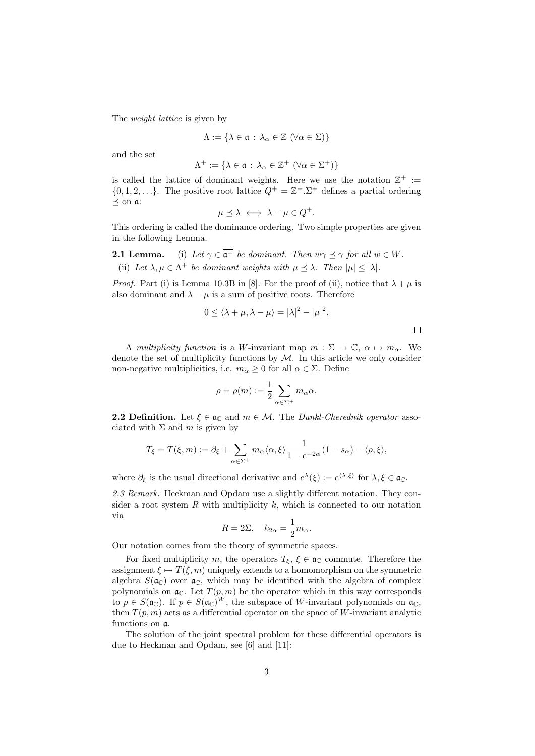The *weight lattice* is given by

$$\Lambda := \{\lambda \in \mathfrak{a} \,:\, \lambda_\alpha \in \mathbb{Z} \ (\forall \alpha \in \Sigma)\}$$

and the set

$$\Lambda^+ := \{\lambda \in \mathfrak{a} \,:\, \lambda_\alpha \in \mathbb{Z}^+ \ (\forall \alpha \in \Sigma^+)\}$$

is called the lattice of dominant weights. Here we use the notation $\mathbb{Z}^+ := \{0, 1, 2, \ldots\}$. The positive root lattice $Q^+ = \mathbb{Z}^+.\Sigma^+$ defines a partial ordering $\preceq$ on $\mathfrak{a}$:

$$\mu \preceq \lambda \iff \lambda - \mu \in Q^+.$$

This ordering is called the dominance ordering. Two simple properties are given in the following Lemma.

**2.1 Lemma.** (i) *Let $\gamma \in \overline{\mathfrak{a}^+}$ be dominant. Then $w\gamma \preceq \gamma$ for all $w \in W$.*

(ii) *Let $\lambda, \mu \in \Lambda^+$ be dominant weights with $\mu \preceq \lambda$. Then $|\mu| \le |\lambda|$.*

*Proof.* Part (i) is Lemma 10.3B in [8]. For the proof of (ii), notice that $\lambda + \mu$ is also dominant and $\lambda - \mu$ is a sum of positive roots. Therefore

$$0 \le \langle \lambda + \mu, \lambda - \mu \rangle = |\lambda|^2 - |\mu|^2.$$

□

A *multiplicity function* is a $W$-invariant map $m : \Sigma \to \mathbb{C}$, $\alpha \mapsto m_\alpha$. We denote the set of multiplicity functions by $\mathcal{M}$. In this article we only consider non-negative multiplicities, i.e. $m_\alpha \ge 0$ for all $\alpha \in \Sigma$. Define

$$\rho = \rho(m) := \frac{1}{2} \sum_{\alpha \in \Sigma^+} m_\alpha \alpha.$$

**2.2 Definition.** Let $\xi \in \mathfrak{a}_\mathbb{C}$ and $m \in \mathcal{M}$. The *Dunkl-Cherednik operator* associated with $\Sigma$ and $m$ is given by

$$T_\xi = T(\xi, m) := \partial_\xi + \sum_{\alpha \in \Sigma^+} m_\alpha \langle \alpha, \xi \rangle \frac{1}{1 - e^{-2\alpha}} (1 - s_\alpha) - \langle \rho, \xi \rangle,$$

where $\partial_\xi$ is the usual directional derivative and $e^\lambda(\xi) := e^{\langle \lambda, \xi \rangle}$ for $\lambda, \xi \in \mathfrak{a}_\mathbb{C}$.

*2.3 Remark.* Heckman and Opdam use a slightly different notation. They consider a root system $R$ with multiplicity $k$, which is connected to our notation via

$$R = 2\Sigma, \quad k_{2\alpha} = \frac{1}{2} m_\alpha.$$

Our notation comes from the theory of symmetric spaces.

For fixed multiplicity $m$, the operators $T_\xi$, $\xi \in \mathfrak{a}_\mathbb{C}$ commute. Therefore the assignment $\xi \mapsto T(\xi, m)$ uniquely extends to a homomorphism on the symmetric algebra $S(\mathfrak{a}_\mathbb{C})$ over $\mathfrak{a}_\mathbb{C}$, which may be identified with the algebra of complex polynomials on $\mathfrak{a}_\mathbb{C}$. Let $T(p, m)$ be the operator which in this way corresponds to $p \in S(\mathfrak{a}_\mathbb{C})$. If $p \in S(\mathfrak{a}_\mathbb{C})^W$, the subspace of $W$-invariant polynomials on $\mathfrak{a}_\mathbb{C}$, then $T(p, m)$ acts as a differential operator on the space of $W$-invariant analytic functions on $\mathfrak{a}$.

The solution of the joint spectral problem for these differential operators is due to Heckman and Opdam, see [6] and [11]: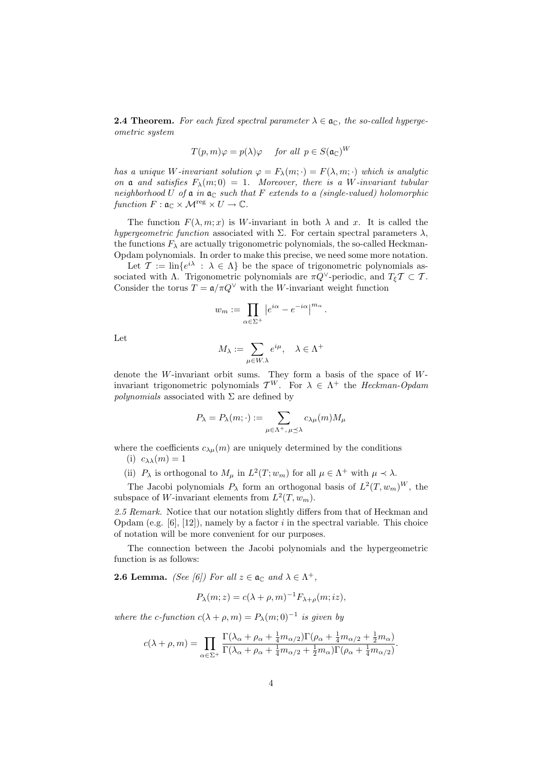**2.4 Theorem.** *For each fixed spectral parameter $\lambda \in \mathfrak{a}_{\mathbb{C}}$, the so-called hypergeometric system*

$$T(p,m)\varphi = p(\lambda)\varphi \quad \text{for all } p \in S(\mathfrak{a}_{\mathbb{C}})^W$$

*has a unique $W$-invariant solution $\varphi = F_\lambda(m;\cdot) = F(\lambda, m; \cdot)$ which is analytic on $\mathfrak{a}$ and satisfies $F_\lambda(m;0) = 1$. Moreover, there is a $W$-invariant tubular neighborhood $U$ of $\mathfrak{a}$ in $\mathfrak{a}_{\mathbb{C}}$ such that $F$ extends to a (single-valued) holomorphic function $F : \mathfrak{a}_{\mathbb{C}} \times \mathcal{M}^{\text{reg}} \times U \to \mathbb{C}$.*

The function $F(\lambda, m; x)$ is $W$-invariant in both $\lambda$ and $x$. It is called the *hypergeometric function* associated with $\Sigma$. For certain spectral parameters $\lambda$, the functions $F_\lambda$ are actually trigonometric polynomials, the so-called Heckman-Opdam polynomials. In order to make this precise, we need some more notation.

Let $\mathcal{T} := \text{lin}\{e^{i\lambda} : \lambda \in \Lambda\}$ be the space of trigonometric polynomials associated with $\Lambda$. Trigonometric polynomials are $\pi Q^\vee$-periodic, and $T_\xi \mathcal{T} \subset \mathcal{T}$. Consider the torus $T = \mathfrak{a}/\pi Q^\vee$ with the $W$-invariant weight function

$$w_m := \prod_{\alpha \in \Sigma^+} \left| e^{i\alpha} - e^{-i\alpha} \right|^{m_\alpha}.$$

Let

$$M_\lambda := \sum_{\mu \in W.\lambda} e^{i\mu}, \quad \lambda \in \Lambda^+$$

denote the $W$-invariant orbit sums. They form a basis of the space of $W$-invariant trigonometric polynomials $\mathcal{T}^W$. For $\lambda \in \Lambda^+$ the *Heckman-Opdam polynomials* associated with $\Sigma$ are defined by

$$P_\lambda = P_\lambda(m;\cdot) := \sum_{\mu \in \Lambda^+,\, \mu \preceq \lambda} c_{\lambda\mu}(m) M_\mu$$

where the coefficients $c_{\lambda\mu}(m)$ are uniquely determined by the conditions

(i) $c_{\lambda\lambda}(m) = 1$

(ii) $P_\lambda$ is orthogonal to $M_\mu$ in $L^2(T; w_m)$ for all $\mu \in \Lambda^+$ with $\mu \prec \lambda$.

The Jacobi polynomials $P_\lambda$ form an orthogonal basis of $L^2(T, w_m)^W$, the subspace of $W$-invariant elements from $L^2(T, w_m)$.

*2.5 Remark.* Notice that our notation slightly differs from that of Heckman and Opdam (e.g. [6], [12]), namely by a factor $i$ in the spectral variable. This choice of notation will be more convenient for our purposes.

The connection between the Jacobi polynomials and the hypergeometric function is as follows:

**2.6 Lemma.** *(See [6]) For all $z \in \mathfrak{a}_{\mathbb{C}}$ and $\lambda \in \Lambda^+$,*

$$P_\lambda(m; z) = c(\lambda + \rho, m)^{-1} F_{\lambda+\rho}(m; iz),$$

*where the c-function $c(\lambda + \rho, m) = P_\lambda(m; 0)^{-1}$ is given by*

$$c(\lambda + \rho, m) = \prod_{\alpha \in \Sigma^+} \frac{\Gamma(\lambda_\alpha + \rho_\alpha + \frac{1}{4}m_{\alpha/2})\Gamma(\rho_\alpha + \frac{1}{4}m_{\alpha/2} + \frac{1}{2}m_\alpha)}{\Gamma(\lambda_\alpha + \rho_\alpha + \frac{1}{4}m_{\alpha/2} + \frac{1}{2}m_\alpha)\Gamma(\rho_\alpha + \frac{1}{4}m_{\alpha/2})}.$$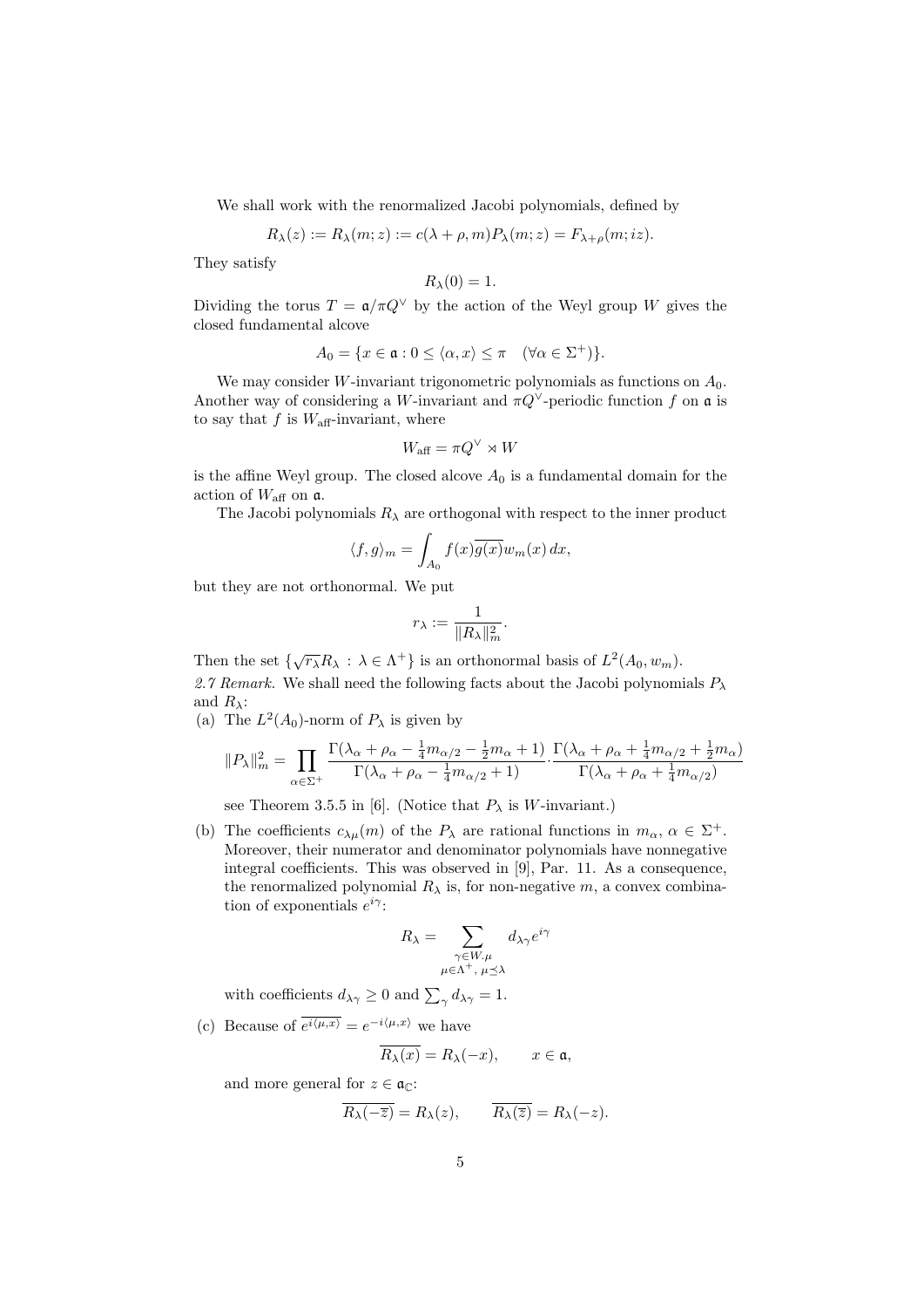We shall work with the renormalized Jacobi polynomials, defined by

$$R_\lambda(z) := R_\lambda(m; z) := c(\lambda + \rho, m) P_\lambda(m; z) = F_{\lambda+\rho}(m; iz).$$

They satisfy

$$R_\lambda(0) = 1.$$

Dividing the torus $T = \mathfrak{a}/\pi Q^\vee$ by the action of the Weyl group $W$ gives the closed fundamental alcove

$$A_0 = \{x \in \mathfrak{a} : 0 \leq \langle \alpha, x \rangle \leq \pi \quad (\forall \alpha \in \Sigma^+)\}.$$

We may consider $W$-invariant trigonometric polynomials as functions on $A_0$. Another way of considering a $W$-invariant and $\pi Q^\vee$-periodic function $f$ on $\mathfrak{a}$ is to say that $f$ is $W_{\text{aff}}$-invariant, where

$$W_{\text{aff}} = \pi Q^\vee \rtimes W$$

is the affine Weyl group. The closed alcove $A_0$ is a fundamental domain for the action of $W_{\text{aff}}$ on $\mathfrak{a}$.

The Jacobi polynomials $R_\lambda$ are orthogonal with respect to the inner product

$$\langle f, g \rangle_m = \int_{A_0} f(x) \overline{g(x)} w_m(x) \, dx,$$

but they are not orthonormal. We put

$$r_\lambda := \frac{1}{\|R_\lambda\|_m^2}.$$

Then the set $\{\sqrt{r_\lambda} R_\lambda : \lambda \in \Lambda^+\}$ is an orthonormal basis of $L^2(A_0, w_m)$.

*2.7 Remark.* We shall need the following facts about the Jacobi polynomials $P_\lambda$ and $R_\lambda$:

(a) The $L^2(A_0)$-norm of $P_\lambda$ is given by

$$\|P_\lambda\|_m^2 = \prod_{\alpha \in \Sigma^+} \frac{\Gamma(\lambda_\alpha + \rho_\alpha - \frac{1}{4} m_{\alpha/2} - \frac{1}{2} m_\alpha + 1)}{\Gamma(\lambda_\alpha + \rho_\alpha - \frac{1}{4} m_{\alpha/2} + 1)} \cdot \frac{\Gamma(\lambda_\alpha + \rho_\alpha + \frac{1}{4} m_{\alpha/2} + \frac{1}{2} m_\alpha)}{\Gamma(\lambda_\alpha + \rho_\alpha + \frac{1}{4} m_{\alpha/2})}$$

see Theorem 3.5.5 in [6]. (Notice that $P_\lambda$ is $W$-invariant.)

(b) The coefficients $c_{\lambda\mu}(m)$ of the $P_\lambda$ are rational functions in $m_\alpha$, $\alpha \in \Sigma^+$. Moreover, their numerator and denominator polynomials have nonnegative integral coefficients. This was observed in [9], Par. 11. As a consequence, the renormalized polynomial $R_\lambda$ is, for non-negative $m$, a convex combination of exponentials $e^{i\gamma}$:

$$R_\lambda = \sum_{\substack{\gamma \in W.\mu \\ \mu \in \Lambda^+,\, \mu \preceq \lambda}} d_{\lambda\gamma} e^{i\gamma}$$

with coefficients $d_{\lambda\gamma} \geq 0$ and $\sum_\gamma d_{\lambda\gamma} = 1$.

(c) Because of $\overline{e^{i\langle \mu, x \rangle}} = e^{-i\langle \mu, x \rangle}$ we have

$$\overline{R_\lambda(x)} = R_\lambda(-x), \qquad x \in \mathfrak{a},$$

and more general for $z \in \mathfrak{a}_\mathbb{C}$:

$$\overline{R_\lambda(-\overline{z})} = R_\lambda(z), \qquad \overline{R_\lambda(\overline{z})} = R_\lambda(-z).$$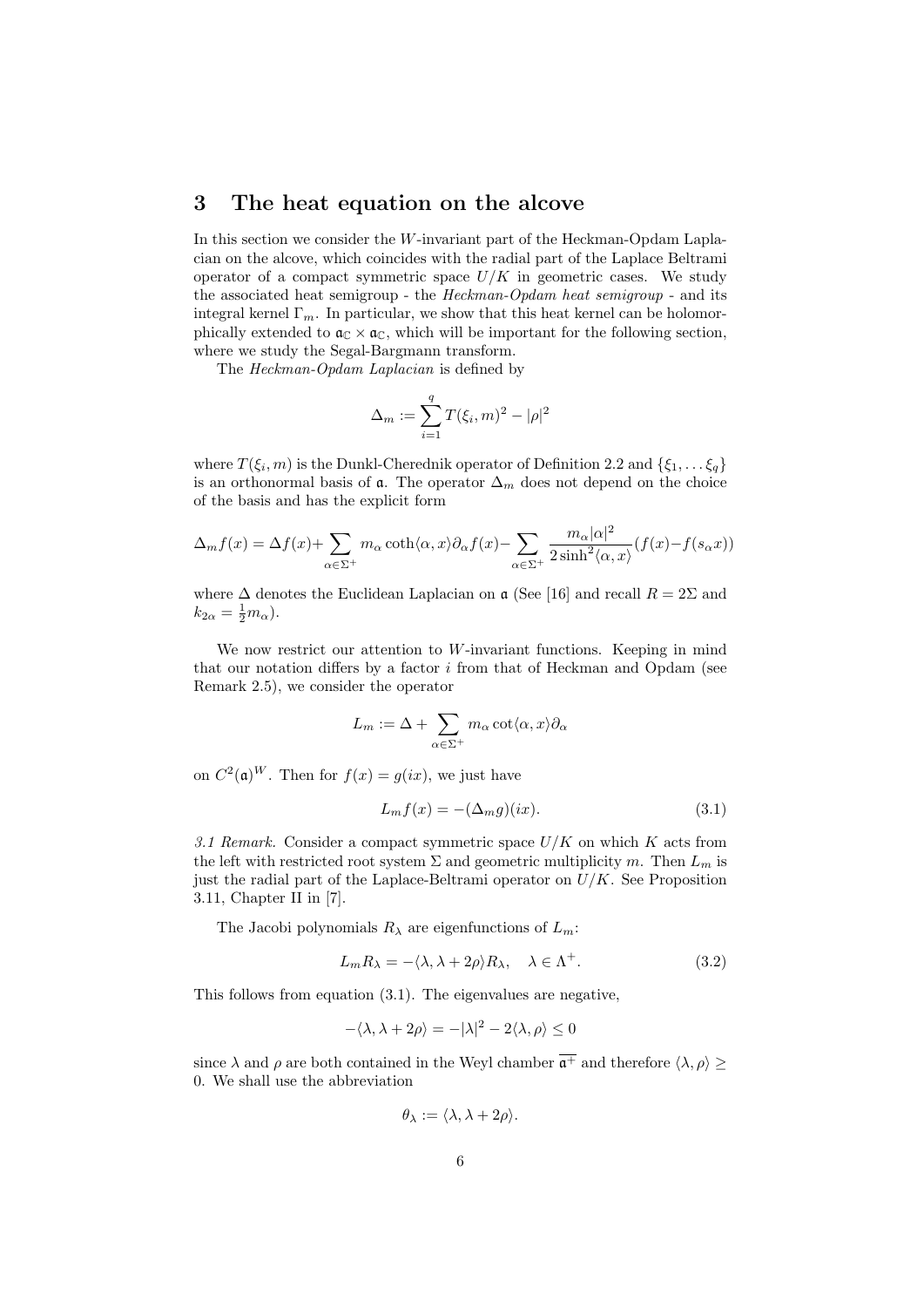## 3 The heat equation on the alcove

In this section we consider the $W$-invariant part of the Heckman-Opdam Laplacian on the alcove, which coincides with the radial part of the Laplace Beltrami operator of a compact symmetric space $U/K$ in geometric cases. We study the associated heat semigroup - the *Heckman-Opdam heat semigroup* - and its integral kernel $\Gamma_m$. In particular, we show that this heat kernel can be holomorphically extended to $\mathfrak{a}_{\mathbb{C}} \times \mathfrak{a}_{\mathbb{C}}$, which will be important for the following section, where we study the Segal-Bargmann transform.

The *Heckman-Opdam Laplacian* is defined by

$$\Delta_m := \sum_{i=1}^{q} T(\xi_i, m)^2 - |\rho|^2$$

where $T(\xi_i, m)$ is the Dunkl-Cherednik operator of Definition 2.2 and $\{\xi_1, \dots \xi_q\}$ is an orthonormal basis of $\mathfrak{a}$. The operator $\Delta_m$ does not depend on the choice of the basis and has the explicit form

$$\Delta_m f(x) = \Delta f(x) + \sum_{\alpha \in \Sigma^+} m_\alpha \coth\langle \alpha, x\rangle \partial_\alpha f(x) - \sum_{\alpha \in \Sigma^+} \frac{m_\alpha |\alpha|^2}{2\sinh^2\langle \alpha, x\rangle}(f(x) - f(s_\alpha x))$$

where $\Delta$ denotes the Euclidean Laplacian on $\mathfrak{a}$ (See [16] and recall $R = 2\Sigma$ and $k_{2\alpha} = \frac{1}{2} m_\alpha$).

We now restrict our attention to $W$-invariant functions. Keeping in mind that our notation differs by a factor $i$ from that of Heckman and Opdam (see Remark 2.5), we consider the operator

$$L_m := \Delta + \sum_{\alpha \in \Sigma^+} m_\alpha \cot\langle \alpha, x\rangle \partial_\alpha$$

on $C^2(\mathfrak{a})^W$. Then for $f(x) = g(ix)$, we just have

$$L_m f(x) = -(\Delta_m g)(ix). \tag{3.1}$$

*3.1 Remark.* Consider a compact symmetric space $U/K$ on which $K$ acts from the left with restricted root system $\Sigma$ and geometric multiplicity $m$. Then $L_m$ is just the radial part of the Laplace-Beltrami operator on $U/K$. See Proposition 3.11, Chapter II in [7].

The Jacobi polynomials $R_\lambda$ are eigenfunctions of $L_m$:

$$L_m R_\lambda = -\langle \lambda, \lambda + 2\rho\rangle R_\lambda, \quad \lambda \in \Lambda^+. \tag{3.2}$$

This follows from equation (3.1). The eigenvalues are negative,

$$-\langle \lambda, \lambda + 2\rho\rangle = -|\lambda|^2 - 2\langle \lambda, \rho\rangle \leq 0$$

since $\lambda$ and $\rho$ are both contained in the Weyl chamber $\overline{\mathfrak{a}^+}$ and therefore $\langle \lambda, \rho\rangle \geq 0$. We shall use the abbreviation

$$\theta_\lambda := \langle \lambda, \lambda + 2\rho\rangle.$$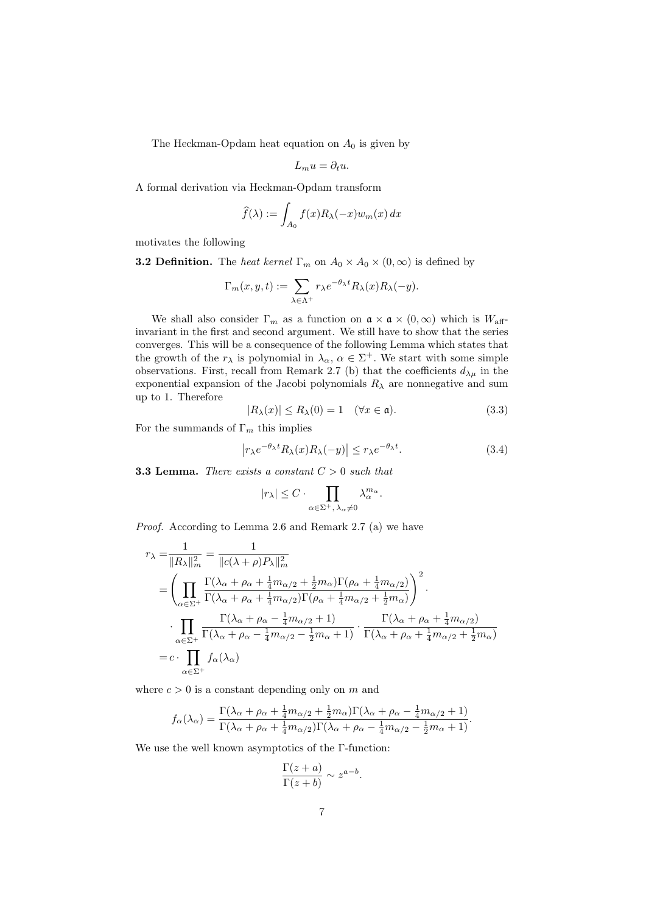The Heckman-Opdam heat equation on $A_0$ is given by

$$L_m u = \partial_t u.$$

A formal derivation via Heckman-Opdam transform

$$\widehat{f}(\lambda) := \int_{A_0} f(x) R_\lambda(-x) w_m(x)\, dx$$

motivates the following

**3.2 Definition.** The *heat kernel* $\Gamma_m$ on $A_0 \times A_0 \times (0, \infty)$ is defined by

$$\Gamma_m(x, y, t) := \sum_{\lambda \in \Lambda^+} r_\lambda e^{-\theta_\lambda t} R_\lambda(x) R_\lambda(-y).$$

We shall also consider $\Gamma_m$ as a function on $\mathfrak{a} \times \mathfrak{a} \times (0, \infty)$ which is $W_{\text{aff}}$-invariant in the first and second argument. We still have to show that the series converges. This will be a consequence of the following Lemma which states that the growth of the $r_\lambda$ is polynomial in $\lambda_\alpha$, $\alpha \in \Sigma^+$. We start with some simple observations. First, recall from Remark 2.7 (b) that the coefficients $d_{\lambda\mu}$ in the exponential expansion of the Jacobi polynomials $R_\lambda$ are nonnegative and sum up to 1. Therefore

$$|R_\lambda(x)| \leq R_\lambda(0) = 1 \quad (\forall x \in \mathfrak{a}). \tag{3.3}$$

For the summands of $\Gamma_m$ this implies

$$\left| r_\lambda e^{-\theta_\lambda t} R_\lambda(x) R_\lambda(-y) \right| \leq r_\lambda e^{-\theta_\lambda t}. \tag{3.4}$$

**3.3 Lemma.** *There exists a constant $C > 0$ such that*

$$|r_\lambda| \leq C \cdot \prod_{\alpha \in \Sigma^+,\, \lambda_\alpha \neq 0} \lambda_\alpha^{m_\alpha}.$$

*Proof.* According to Lemma 2.6 and Remark 2.7 (a) we have

$$\begin{aligned}
r_\lambda =& \frac{1}{\|R_\lambda\|_m^2} = \frac{1}{\|c(\lambda+\rho) P_\lambda\|_m^2} \\
=& \left( \prod_{\alpha \in \Sigma^+} \frac{\Gamma(\lambda_\alpha + \rho_\alpha + \frac{1}{4} m_{\alpha/2} + \frac{1}{2} m_\alpha) \Gamma(\rho_\alpha + \frac{1}{4} m_{\alpha/2})}{\Gamma(\lambda_\alpha + \rho_\alpha + \frac{1}{4} m_{\alpha/2}) \Gamma(\rho_\alpha + \frac{1}{4} m_{\alpha/2} + \frac{1}{2} m_\alpha)} \right)^2 \cdot \\
& \cdot \prod_{\alpha \in \Sigma^+} \frac{\Gamma(\lambda_\alpha + \rho_\alpha - \frac{1}{4} m_{\alpha/2} + 1)}{\Gamma(\lambda_\alpha + \rho_\alpha - \frac{1}{4} m_{\alpha/2} - \frac{1}{2} m_\alpha + 1)} \cdot \frac{\Gamma(\lambda_\alpha + \rho_\alpha + \frac{1}{4} m_{\alpha/2})}{\Gamma(\lambda_\alpha + \rho_\alpha + \frac{1}{4} m_{\alpha/2} + \frac{1}{2} m_\alpha)} \\
=& c \cdot \prod_{\alpha \in \Sigma^+} f_\alpha(\lambda_\alpha)
\end{aligned}$$

where $c > 0$ is a constant depending only on $m$ and

$$f_\alpha(\lambda_\alpha) = \frac{\Gamma(\lambda_\alpha + \rho_\alpha + \frac{1}{4} m_{\alpha/2} + \frac{1}{2} m_\alpha) \Gamma(\lambda_\alpha + \rho_\alpha - \frac{1}{4} m_{\alpha/2} + 1)}{\Gamma(\lambda_\alpha + \rho_\alpha + \frac{1}{4} m_{\alpha/2}) \Gamma(\lambda_\alpha + \rho_\alpha - \frac{1}{4} m_{\alpha/2} - \frac{1}{2} m_\alpha + 1)}.$$

We use the well known asymptotics of the $\Gamma$-function:

$$\frac{\Gamma(z+a)}{\Gamma(z+b)} \sim z^{a-b}.$$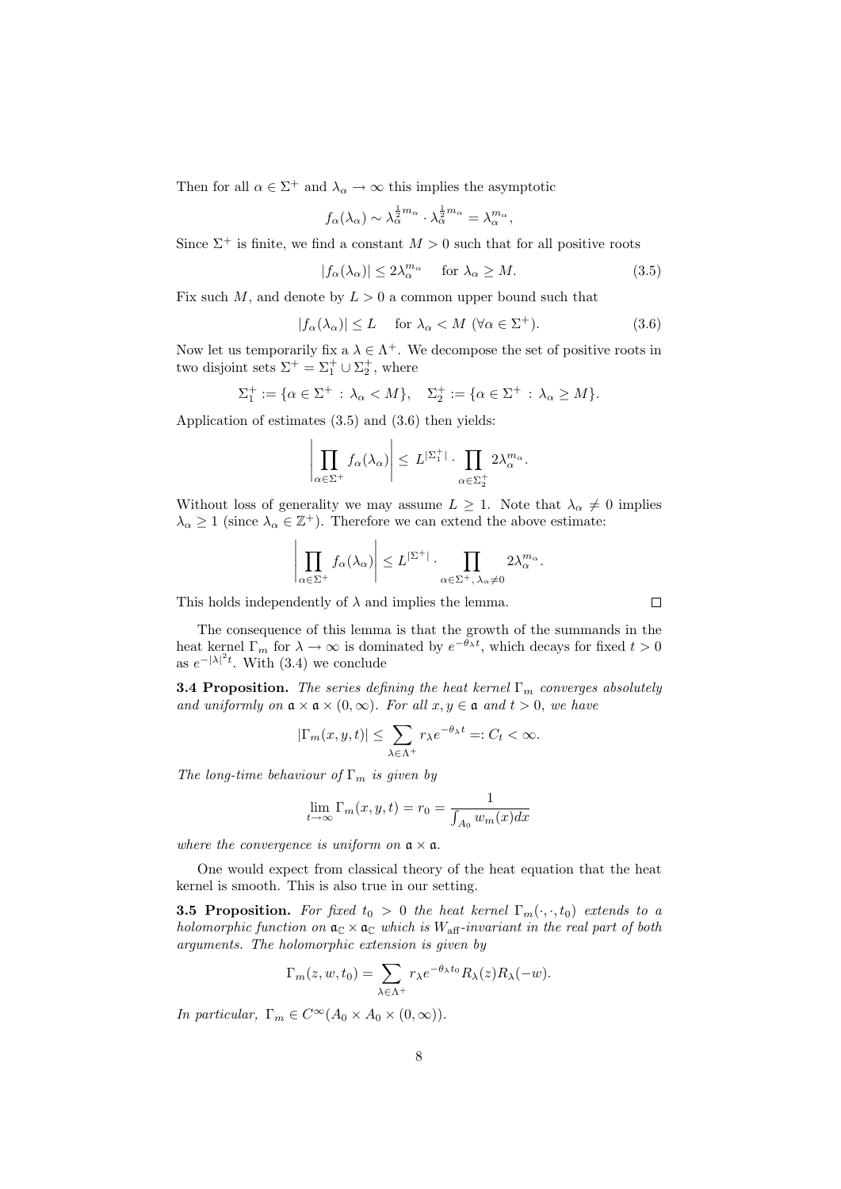Then for all $\alpha \in \Sigma^+$ and $\lambda_\alpha \to \infty$ this implies the asymptotic

$$f_\alpha(\lambda_\alpha) \sim \lambda_\alpha^{\frac{1}{2}m_\alpha} \cdot \lambda_\alpha^{\frac{1}{2}m_\alpha} = \lambda_\alpha^{m_\alpha},$$

Since $\Sigma^+$ is finite, we find a constant $M > 0$ such that for all positive roots

$$|f_\alpha(\lambda_\alpha)| \leq 2\lambda_\alpha^{m_\alpha} \quad \text{for } \lambda_\alpha \geq M. \tag{3.5}$$

Fix such $M$, and denote by $L > 0$ a common upper bound such that

$$|f_\alpha(\lambda_\alpha)| \leq L \quad \text{for } \lambda_\alpha < M \ (\forall \alpha \in \Sigma^+). \tag{3.6}$$

Now let us temporarily fix a $\lambda \in \Lambda^+$. We decompose the set of positive roots in two disjoint sets $\Sigma^+ = \Sigma_1^+ \cup \Sigma_2^+$, where

$$\Sigma_1^+ := \{\alpha \in \Sigma^+ : \lambda_\alpha < M\}, \quad \Sigma_2^+ := \{\alpha \in \Sigma^+ : \lambda_\alpha \geq M\}.$$

Application of estimates (3.5) and (3.6) then yields:

$$\left| \prod_{\alpha \in \Sigma^+} f_\alpha(\lambda_\alpha) \right| \leq L^{|\Sigma_1^+|} \cdot \prod_{\alpha \in \Sigma_2^+} 2\lambda_\alpha^{m_\alpha}.$$

Without loss of generality we may assume $L \geq 1$. Note that $\lambda_\alpha \neq 0$ implies $\lambda_\alpha \geq 1$ (since $\lambda_\alpha \in \mathbb{Z}^+$). Therefore we can extend the above estimate:

$$\left| \prod_{\alpha \in \Sigma^+} f_\alpha(\lambda_\alpha) \right| \leq L^{|\Sigma^+|} \cdot \prod_{\alpha \in \Sigma^+,\, \lambda_\alpha \neq 0} 2\lambda_\alpha^{m_\alpha}.$$

This holds independently of $\lambda$ and implies the lemma. $\square$

The consequence of this lemma is that the growth of the summands in the heat kernel $\Gamma_m$ for $\lambda \to \infty$ is dominated by $e^{-\theta_\lambda t}$, which decays for fixed $t > 0$ as $e^{-|\lambda|^2 t}$. With (3.4) we conclude

**3.4 Proposition.** *The series defining the heat kernel $\Gamma_m$ converges absolutely and uniformly on $\mathfrak{a} \times \mathfrak{a} \times (0, \infty)$. For all $x, y \in \mathfrak{a}$ and $t > 0$, we have*

$$|\Gamma_m(x, y, t)| \leq \sum_{\lambda \in \Lambda^+} r_\lambda e^{-\theta_\lambda t} =: C_t < \infty.$$

*The long-time behaviour of $\Gamma_m$ is given by*

$$\lim_{t \to \infty} \Gamma_m(x, y, t) = r_0 = \frac{1}{\int_{A_0} w_m(x) dx}$$

*where the convergence is uniform on $\mathfrak{a} \times \mathfrak{a}$.*

One would expect from classical theory of the heat equation that the heat kernel is smooth. This is also true in our setting.

**3.5 Proposition.** *For fixed $t_0 > 0$ the heat kernel $\Gamma_m(\cdot, \cdot, t_0)$ extends to a holomorphic function on $\mathfrak{a}_\mathbb{C} \times \mathfrak{a}_\mathbb{C}$ which is $W_{\text{aff}}$-invariant in the real part of both arguments. The holomorphic extension is given by*

$$\Gamma_m(z, w, t_0) = \sum_{\lambda \in \Lambda^+} r_\lambda e^{-\theta_\lambda t_0} R_\lambda(z) R_\lambda(-w).$$

*In particular, $\Gamma_m \in C^\infty(A_0 \times A_0 \times (0, \infty))$.*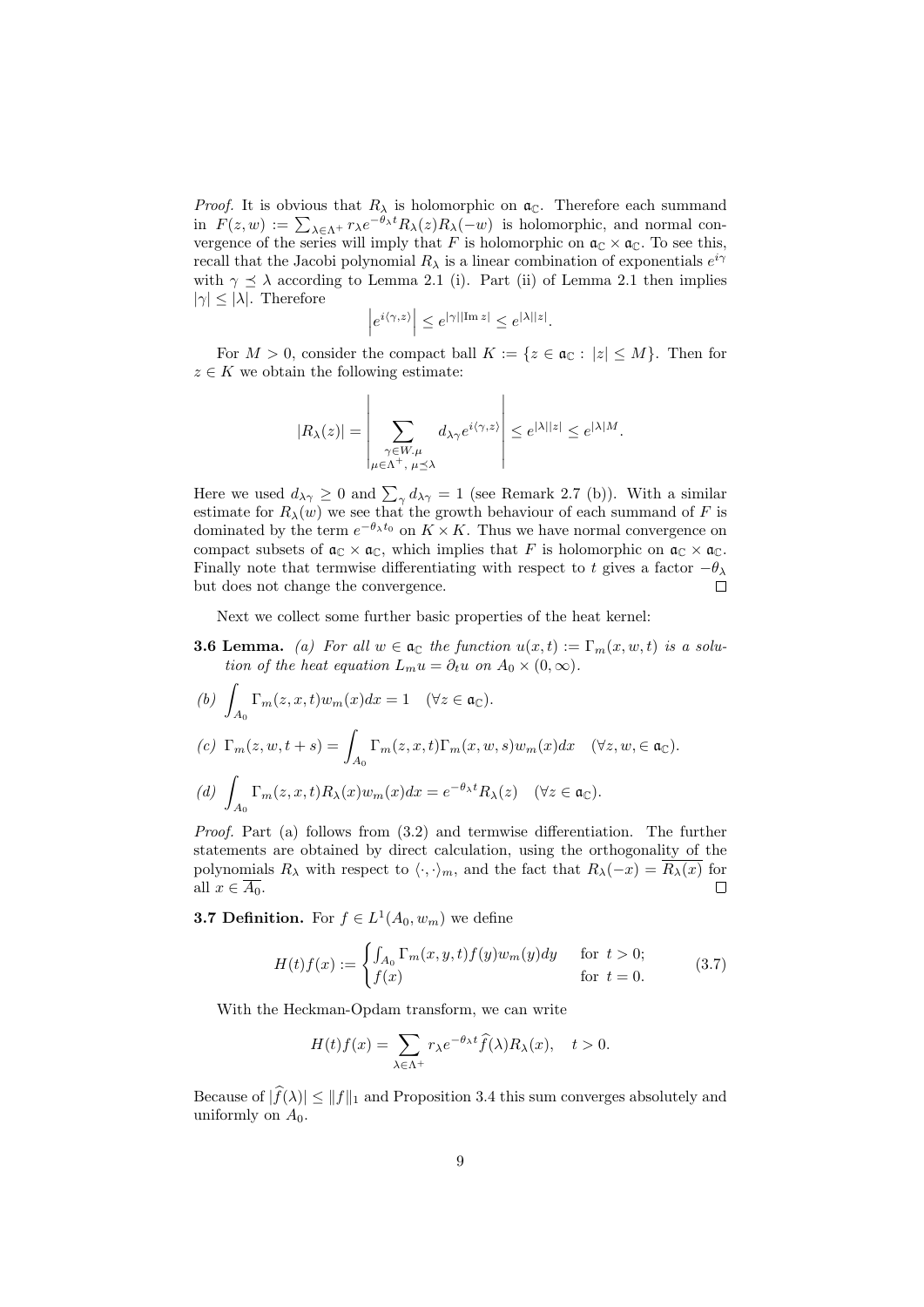*Proof.* It is obvious that $R_\lambda$ is holomorphic on $\mathfrak{a}_\mathbb{C}$. Therefore each summand in $F(z,w) := \sum_{\lambda\in\Lambda^+} r_\lambda e^{-\theta_\lambda t} R_\lambda(z) R_\lambda(-w)$ is holomorphic, and normal convergence of the series will imply that $F$ is holomorphic on $\mathfrak{a}_\mathbb{C} \times \mathfrak{a}_\mathbb{C}$. To see this, recall that the Jacobi polynomial $R_\lambda$ is a linear combination of exponentials $e^{i\gamma}$ with $\gamma \preceq \lambda$ according to Lemma 2.1 (i). Part (ii) of Lemma 2.1 then implies $|\gamma| \leq |\lambda|$. Therefore

$$\left| e^{i\langle \gamma, z\rangle} \right| \leq e^{|\gamma||\mathrm{Im}\, z|} \leq e^{|\lambda||z|}.$$

For $M > 0$, consider the compact ball $K := \{z \in \mathfrak{a}_\mathbb{C} : |z| \leq M\}$. Then for $z \in K$ we obtain the following estimate:

$$|R_\lambda(z)| = \left| \sum_{\substack{\gamma\in W.\mu \\ \mu\in\Lambda^+,\, \mu\preceq\lambda}} d_{\lambda\gamma} e^{i\langle\gamma,z\rangle} \right| \leq e^{|\lambda||z|} \leq e^{|\lambda| M}.$$

Here we used $d_{\lambda\gamma} \geq 0$ and $\sum_\gamma d_{\lambda\gamma} = 1$ (see Remark 2.7 (b)). With a similar estimate for $R_\lambda(w)$ we see that the growth behaviour of each summand of $F$ is dominated by the term $e^{-\theta_\lambda t_0}$ on $K \times K$. Thus we have normal convergence on compact subsets of $\mathfrak{a}_\mathbb{C} \times \mathfrak{a}_\mathbb{C}$, which implies that $F$ is holomorphic on $\mathfrak{a}_\mathbb{C} \times \mathfrak{a}_\mathbb{C}$. Finally note that termwise differentiating with respect to $t$ gives a factor $-\theta_\lambda$ but does not change the convergence. □

Next we collect some further basic properties of the heat kernel:

**3.6 Lemma.** *(a) For all $w \in \mathfrak{a}_\mathbb{C}$ the function $u(x,t) := \Gamma_m(x,w,t)$ is a solution of the heat equation $L_m u = \partial_t u$ on $A_0 \times (0,\infty)$.*

*(b)* $\displaystyle\int_{A_0} \Gamma_m(z,x,t) w_m(x) dx = 1 \quad (\forall z \in \mathfrak{a}_\mathbb{C}).$

*(c)* $\displaystyle\Gamma_m(z,w,t+s) = \int_{A_0} \Gamma_m(z,x,t)\Gamma_m(x,w,s) w_m(x) dx \quad (\forall z,w, \in \mathfrak{a}_\mathbb{C}).$

*(d)* $\displaystyle\int_{A_0} \Gamma_m(z,x,t) R_\lambda(x) w_m(x) dx = e^{-\theta_\lambda t} R_\lambda(z) \quad (\forall z \in \mathfrak{a}_\mathbb{C}).$

*Proof.* Part (a) follows from (3.2) and termwise differentiation. The further statements are obtained by direct calculation, using the orthogonality of the polynomials $R_\lambda$ with respect to $\langle \cdot,\cdot \rangle_m$, and the fact that $R_\lambda(-x) = \overline{R_\lambda(x)}$ for all $x \in \overline{A_0}$. □

**3.7 Definition.** For $f \in L^1(A_0, w_m)$ we define

$$H(t)f(x) := \begin{cases} \int_{A_0} \Gamma_m(x,y,t) f(y) w_m(y) dy & \text{for } t > 0; \\ f(x) & \text{for } t = 0. \end{cases} \tag{3.7}$$

With the Heckman-Opdam transform, we can write

$$H(t)f(x) = \sum_{\lambda\in\Lambda^+} r_\lambda e^{-\theta_\lambda t} \widehat{f}(\lambda) R_\lambda(x), \quad t > 0.$$

Because of $|\widehat{f}(\lambda)| \leq \|f\|_1$ and Proposition 3.4 this sum converges absolutely and uniformly on $A_0$.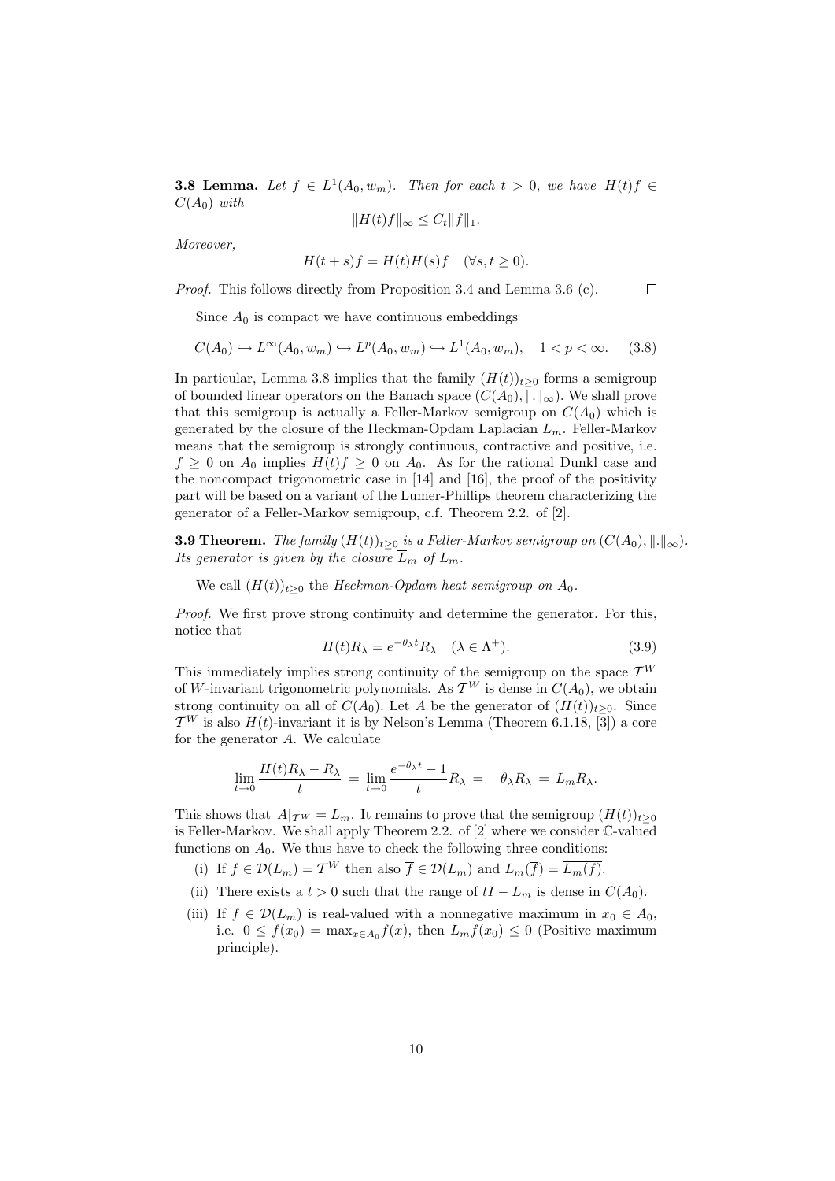**3.8 Lemma.** *Let $f \in L^1(A_0, w_m)$. Then for each $t > 0$, we have $H(t)f \in C(A_0)$ with*

$$\|H(t)f\|_\infty \leq C_t \|f\|_1.$$

*Moreover,*

$$H(t+s)f = H(t)H(s)f \quad (\forall s, t \geq 0).$$

*Proof.* This follows directly from Proposition 3.4 and Lemma 3.6 (c). $\square$

Since $A_0$ is compact we have continuous embeddings

$$C(A_0) \hookrightarrow L^\infty(A_0, w_m) \hookrightarrow L^p(A_0, w_m) \hookrightarrow L^1(A_0, w_m), \quad 1 < p < \infty. \tag{3.8}$$

In particular, Lemma 3.8 implies that the family $(H(t))_{t\geq 0}$ forms a semigroup of bounded linear operators on the Banach space $(C(A_0), \|.\|_\infty)$. We shall prove that this semigroup is actually a Feller-Markov semigroup on $C(A_0)$ which is generated by the closure of the Heckman-Opdam Laplacian $L_m$. Feller-Markov means that the semigroup is strongly continuous, contractive and positive, i.e. $f \geq 0$ on $A_0$ implies $H(t)f \geq 0$ on $A_0$. As for the rational Dunkl case and the noncompact trigonometric case in [14] and [16], the proof of the positivity part will be based on a variant of the Lumer-Phillips theorem characterizing the generator of a Feller-Markov semigroup, c.f. Theorem 2.2. of [2].

**3.9 Theorem.** *The family $(H(t))_{t\geq 0}$ is a Feller-Markov semigroup on $(C(A_0), \|.\|_\infty)$. Its generator is given by the closure $\overline{L}_m$ of $L_m$.*

We call $(H(t))_{t\geq 0}$ the *Heckman-Opdam heat semigroup on $A_0$*.

*Proof.* We first prove strong continuity and determine the generator. For this, notice that

$$H(t)R_\lambda = e^{-\theta_\lambda t} R_\lambda \quad (\lambda \in \Lambda^+). \tag{3.9}$$

This immediately implies strong continuity of the semigroup on the space $\mathcal{T}^W$ of $W$-invariant trigonometric polynomials. As $\mathcal{T}^W$ is dense in $C(A_0)$, we obtain strong continuity on all of $C(A_0)$. Let $A$ be the generator of $(H(t))_{t\geq 0}$. Since $\mathcal{T}^W$ is also $H(t)$-invariant it is by Nelson's Lemma (Theorem 6.1.18, [3]) a core for the generator $A$. We calculate

$$\lim_{t\to 0} \frac{H(t)R_\lambda - R_\lambda}{t} = \lim_{t\to 0} \frac{e^{-\theta_\lambda t} - 1}{t} R_\lambda = -\theta_\lambda R_\lambda = L_m R_\lambda.$$

This shows that $A|_{\mathcal{T}^W} = L_m$. It remains to prove that the semigroup $(H(t))_{t\geq 0}$ is Feller-Markov. We shall apply Theorem 2.2. of [2] where we consider $\mathbb{C}$-valued functions on $A_0$. We thus have to check the following three conditions:

(i) If $f \in \mathcal{D}(L_m) = \mathcal{T}^W$ then also $\overline{f} \in \mathcal{D}(L_m)$ and $L_m(\overline{f}) = \overline{L_m(f)}$.

(ii) There exists a $t > 0$ such that the range of $tI - L_m$ is dense in $C(A_0)$.

(iii) If $f \in \mathcal{D}(L_m)$ is real-valued with a nonnegative maximum in $x_0 \in A_0$, i.e. $0 \leq f(x_0) = \max_{x\in A_0} f(x)$, then $L_m f(x_0) \leq 0$ (Positive maximum principle).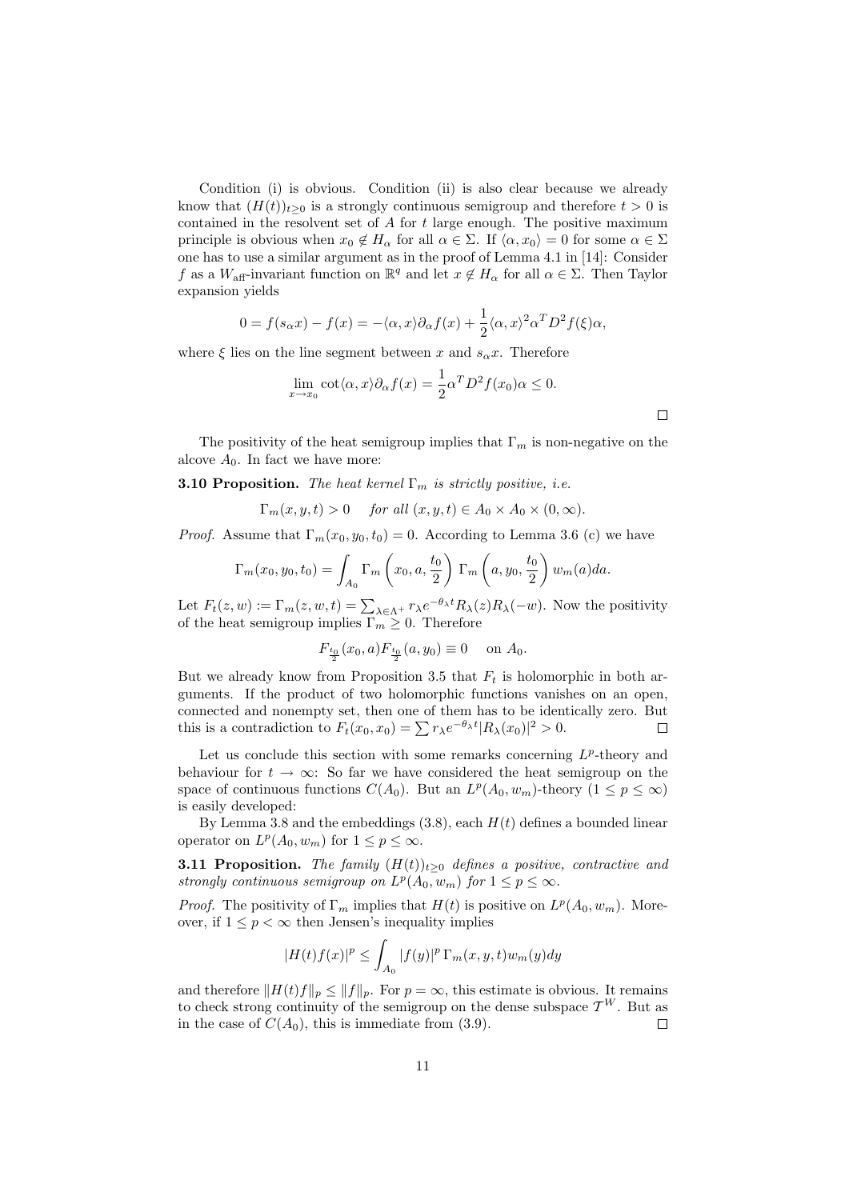Condition (i) is obvious. Condition (ii) is also clear because we already know that $(H(t))_{t\geq 0}$ is a strongly continuous semigroup and therefore $t > 0$ is contained in the resolvent set of $A$ for $t$ large enough. The positive maximum principle is obvious when $x_0 \notin H_\alpha$ for all $\alpha \in \Sigma$. If $\langle \alpha, x_0\rangle = 0$ for some $\alpha \in \Sigma$ one has to use a similar argument as in the proof of Lemma 4.1 in [14]: Consider $f$ as a $W_{\text{aff}}$-invariant function on $\mathbb{R}^q$ and let $x \notin H_\alpha$ for all $\alpha \in \Sigma$. Then Taylor expansion yields

$$0 = f(s_\alpha x) - f(x) = -\langle \alpha, x\rangle \partial_\alpha f(x) + \frac{1}{2}\langle \alpha, x\rangle^2 \alpha^T D^2 f(\xi)\alpha,$$

where $\xi$ lies on the line segment between $x$ and $s_\alpha x$. Therefore

$$\lim_{x\to x_0} \cot\langle \alpha, x\rangle \partial_\alpha f(x) = \frac{1}{2}\alpha^T D^2 f(x_0)\alpha \leq 0.$$

□

The positivity of the heat semigroup implies that $\Gamma_m$ is non-negative on the alcove $A_0$. In fact we have more:

**3.10 Proposition.** *The heat kernel $\Gamma_m$ is strictly positive, i.e.*

$$\Gamma_m(x, y, t) > 0 \quad \textit{for all } (x, y, t) \in A_0 \times A_0 \times (0, \infty).$$

*Proof.* Assume that $\Gamma_m(x_0, y_0, t_0) = 0$. According to Lemma 3.6 (c) we have

$$\Gamma_m(x_0, y_0, t_0) = \int_{A_0} \Gamma_m\left(x_0, a, \frac{t_0}{2}\right)\, \Gamma_m\left(a, y_0, \frac{t_0}{2}\right) w_m(a) da.$$

Let $F_t(z, w) := \Gamma_m(z, w, t) = \sum_{\lambda\in\Lambda^+} r_\lambda e^{-\theta_\lambda t} R_\lambda(z) R_\lambda(-w)$. Now the positivity of the heat semigroup implies $\Gamma_m \geq 0$. Therefore

$$F_{\frac{t_0}{2}}(x_0, a) F_{\frac{t_0}{2}}(a, y_0) \equiv 0 \quad \text{on } A_0.$$

But we already know from Proposition 3.5 that $F_t$ is holomorphic in both arguments. If the product of two holomorphic functions vanishes on an open, connected and nonempty set, then one of them has to be identically zero. But this is a contradiction to $F_t(x_0, x_0) = \sum r_\lambda e^{-\theta_\lambda t} |R_\lambda(x_0)|^2 > 0$. □

Let us conclude this section with some remarks concerning $L^p$-theory and behaviour for $t \to \infty$: So far we have considered the heat semigroup on the space of continuous functions $C(A_0)$. But an $L^p(A_0, w_m)$-theory $(1 \leq p \leq \infty)$ is easily developed:

By Lemma 3.8 and the embeddings (3.8), each $H(t)$ defines a bounded linear operator on $L^p(A_0, w_m)$ for $1 \leq p \leq \infty$.

**3.11 Proposition.** *The family $(H(t))_{t\geq 0}$ defines a positive, contractive and strongly continuous semigroup on $L^p(A_0, w_m)$ for $1 \leq p \leq \infty$.*

*Proof.* The positivity of $\Gamma_m$ implies that $H(t)$ is positive on $L^p(A_0, w_m)$. Moreover, if $1 \leq p < \infty$ then Jensen's inequality implies

$$|H(t)f(x)|^p \leq \int_{A_0} |f(y)|^p\, \Gamma_m(x, y, t) w_m(y) dy$$

and therefore $\|H(t)f\|_p \leq \|f\|_p$. For $p = \infty$, this estimate is obvious. It remains to check strong continuity of the semigroup on the dense subspace $\mathcal{T}^W$. But as in the case of $C(A_0)$, this is immediate from (3.9). □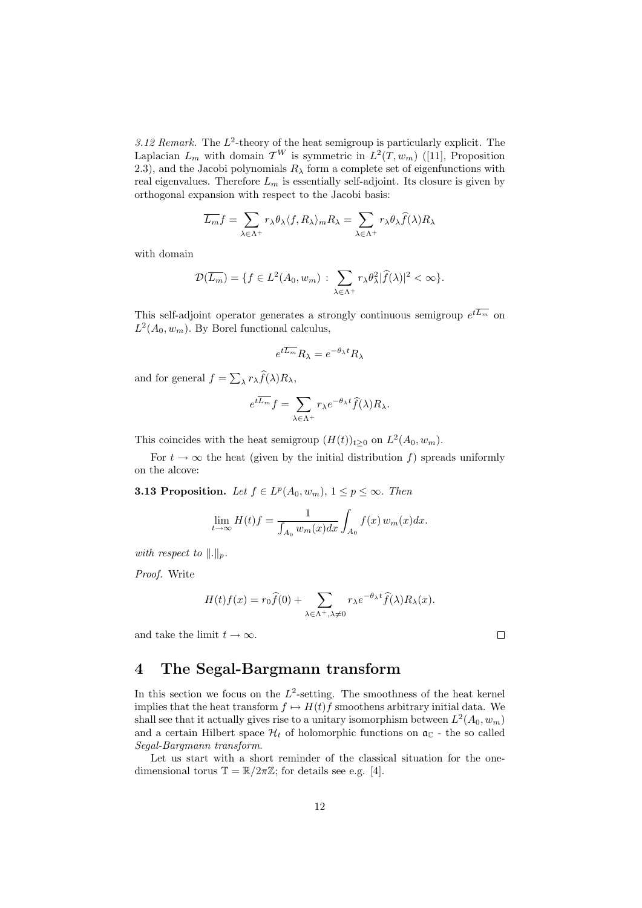*3.12 Remark.* The $L^2$-theory of the heat semigroup is particularly explicit. The Laplacian $L_m$ with domain $\mathcal{T}^W$ is symmetric in $L^2(T, w_m)$ ([11], Proposition 2.3), and the Jacobi polynomials $R_\lambda$ form a complete set of eigenfunctions with real eigenvalues. Therefore $L_m$ is essentially self-adjoint. Its closure is given by orthogonal expansion with respect to the Jacobi basis:

$$\overline{L_m} f = \sum_{\lambda \in \Lambda^+} r_\lambda \theta_\lambda \langle f, R_\lambda \rangle_m R_\lambda = \sum_{\lambda \in \Lambda^+} r_\lambda \theta_\lambda \widehat{f}(\lambda) R_\lambda$$

with domain

$$\mathcal{D}(\overline{L_m}) = \{ f \in L^2(A_0, w_m) \, : \, \sum_{\lambda \in \Lambda^+} r_\lambda \theta_\lambda^2 |\widehat{f}(\lambda)|^2 < \infty \}.$$

This self-adjoint operator generates a strongly continuous semigroup $e^{t\overline{L_m}}$ on $L^2(A_0, w_m)$. By Borel functional calculus,

$$e^{t\overline{L_m}} R_\lambda = e^{-\theta_\lambda t} R_\lambda$$

and for general $f = \sum_\lambda r_\lambda \widehat{f}(\lambda) R_\lambda$,

$$e^{t\overline{L_m}} f = \sum_{\lambda \in \Lambda^+} r_\lambda e^{-\theta_\lambda t} \widehat{f}(\lambda) R_\lambda.$$

This coincides with the heat semigroup $(H(t))_{t \geq 0}$ on $L^2(A_0, w_m)$.

For $t \to \infty$ the heat (given by the initial distribution $f$) spreads uniformly on the alcove:

**3.13 Proposition.** *Let $f \in L^p(A_0, w_m)$, $1 \leq p \leq \infty$. Then*

$$\lim_{t \to \infty} H(t) f = \frac{1}{\int_{A_0} w_m(x) dx} \int_{A_0} f(x) \, w_m(x) dx.$$

*with respect to $\|.\|_p$.*

*Proof.* Write

$$H(t) f(x) = r_0 \widehat{f}(0) + \sum_{\lambda \in \Lambda^+, \lambda \neq 0} r_\lambda e^{-\theta_\lambda t} \widehat{f}(\lambda) R_\lambda(x).$$

and take the limit $t \to \infty$. $\square$

## 4 The Segal-Bargmann transform

In this section we focus on the $L^2$-setting. The smoothness of the heat kernel implies that the heat transform $f \mapsto H(t) f$ smoothens arbitrary initial data. We shall see that it actually gives rise to a unitary isomorphism between $L^2(A_0, w_m)$ and a certain Hilbert space $\mathcal{H}_t$ of holomorphic functions on $\mathfrak{a}_\mathbb{C}$ - the so called *Segal-Bargmann transform*.

Let us start with a short reminder of the classical situation for the one-dimensional torus $\mathbb{T} = \mathbb{R}/2\pi\mathbb{Z}$; for details see e.g. [4].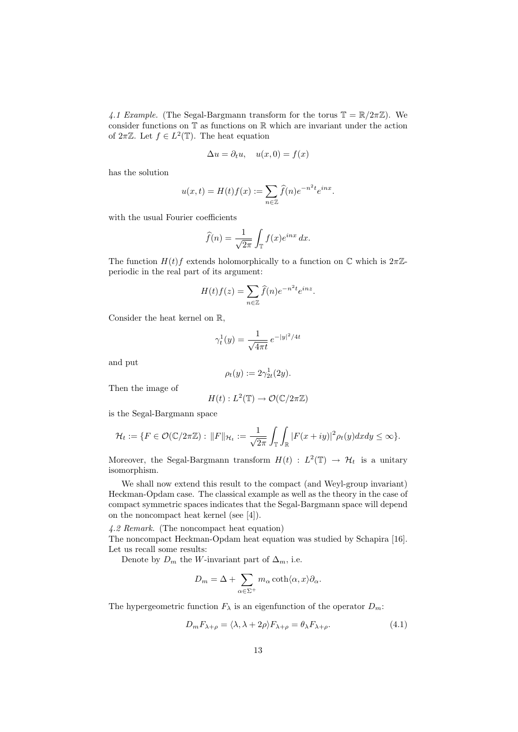*4.1 Example.* (The Segal-Bargmann transform for the torus $\mathbb{T} = \mathbb{R}/2\pi\mathbb{Z}$). We consider functions on $\mathbb{T}$ as functions on $\mathbb{R}$ which are invariant under the action of $2\pi\mathbb{Z}$. Let $f \in L^2(\mathbb{T})$. The heat equation

$$\Delta u = \partial_t u, \quad u(x,0) = f(x)$$

has the solution

$$u(x,t) = H(t)f(x) := \sum_{n\in\mathbb{Z}} \widehat{f}(n) e^{-n^2 t} e^{inx}.$$

with the usual Fourier coefficients

$$\widehat{f}(n) = \frac{1}{\sqrt{2\pi}} \int_{\mathbb{T}} f(x) e^{inx}\, dx.$$

The function $H(t)f$ extends holomorphically to a function on $\mathbb{C}$ which is $2\pi\mathbb{Z}$-periodic in the real part of its argument:

$$H(t)f(z) = \sum_{n\in\mathbb{Z}} \widehat{f}(n) e^{-n^2 t} e^{inz}.$$

Consider the heat kernel on $\mathbb{R}$,

$$\gamma_t^1(y) = \frac{1}{\sqrt{4\pi t}}\, e^{-|y|^2/4t}$$

and put

$$\rho_t(y) := 2\gamma_{2t}^1(2y).$$

Then the image of

$$H(t) : L^2(\mathbb{T}) \to \mathcal{O}(\mathbb{C}/2\pi\mathbb{Z})$$

is the Segal-Bargmann space

$$\mathcal{H}_t := \{F \in \mathcal{O}(\mathbb{C}/2\pi\mathbb{Z}) : \|F\|_{\mathcal{H}_t} := \frac{1}{\sqrt{2\pi}} \int_{\mathbb{T}} \int_{\mathbb{R}} |F(x+iy)|^2 \rho_t(y) dx dy \leq \infty\}.$$

Moreover, the Segal-Bargmann transform $H(t) : L^2(\mathbb{T}) \to \mathcal{H}_t$ is a unitary isomorphism.

We shall now extend this result to the compact (and Weyl-group invariant) Heckman-Opdam case. The classical example as well as the theory in the case of compact symmetric spaces indicates that the Segal-Bargmann space will depend on the noncompact heat kernel (see [4]).

*4.2 Remark.* (The noncompact heat equation)
The noncompact Heckman-Opdam heat equation was studied by Schapira [16]. Let us recall some results:

Denote by $D_m$ the $W$-invariant part of $\Delta_m$, i.e.

$$D_m = \Delta + \sum_{\alpha\in\Sigma^+} m_\alpha \coth\langle\alpha, x\rangle \partial_\alpha.$$

The hypergeometric function $F_\lambda$ is an eigenfunction of the operator $D_m$:

$$D_m F_{\lambda+\rho} = \langle\lambda, \lambda + 2\rho\rangle F_{\lambda+\rho} = \theta_\lambda F_{\lambda+\rho}. \tag{4.1}$$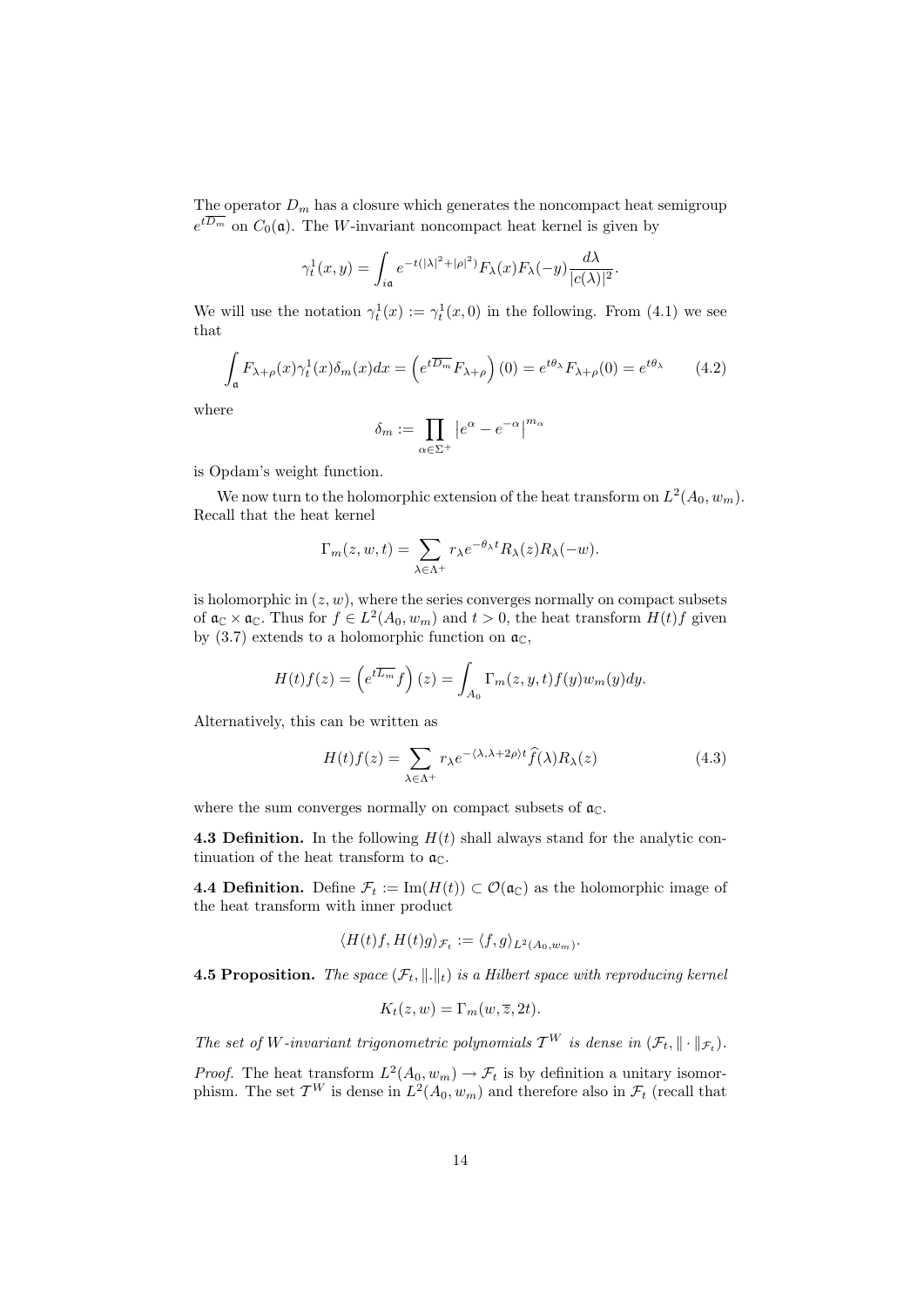The operator $D_m$ has a closure which generates the noncompact heat semigroup $e^{t\overline{D_m}}$ on $C_0(\mathfrak{a})$. The $W$-invariant noncompact heat kernel is given by

$$\gamma_t^1(x,y) = \int_{i\mathfrak{a}} e^{-t(|\lambda|^2+|\rho|^2)} F_\lambda(x) F_\lambda(-y) \frac{d\lambda}{|c(\lambda)|^2}.$$

We will use the notation $\gamma_t^1(x) := \gamma_t^1(x,0)$ in the following. From (4.1) we see that

$$\int_{\mathfrak{a}} F_{\lambda+\rho}(x)\gamma_t^1(x)\delta_m(x)dx = \left(e^{t\overline{D_m}} F_{\lambda+\rho}\right)(0) = e^{t\theta_\lambda} F_{\lambda+\rho}(0) = e^{t\theta_\lambda} \tag{4.2}$$

where

$$\delta_m := \prod_{\alpha\in\Sigma^+} \left|e^\alpha - e^{-\alpha}\right|^{m_\alpha}$$

is Opdam's weight function.

We now turn to the holomorphic extension of the heat transform on $L^2(A_0, w_m)$. Recall that the heat kernel

$$\Gamma_m(z,w,t) = \sum_{\lambda\in\Lambda^+} r_\lambda e^{-\theta_\lambda t} R_\lambda(z) R_\lambda(-w).$$

is holomorphic in $(z,w)$, where the series converges normally on compact subsets of $\mathfrak{a}_\mathbb{C}\times\mathfrak{a}_\mathbb{C}$. Thus for $f\in L^2(A_0,w_m)$ and $t>0$, the heat transform $H(t)f$ given by (3.7) extends to a holomorphic function on $\mathfrak{a}_\mathbb{C}$,

$$H(t)f(z) = \left(e^{t\overline{L_m}} f\right)(z) = \int_{A_0} \Gamma_m(z,y,t) f(y) w_m(y) dy.$$

Alternatively, this can be written as

$$H(t)f(z) = \sum_{\lambda\in\Lambda^+} r_\lambda e^{-\langle\lambda,\lambda+2\rho\rangle t} \widehat{f}(\lambda) R_\lambda(z) \tag{4.3}$$

where the sum converges normally on compact subsets of $\mathfrak{a}_\mathbb{C}$.

**4.3 Definition.** In the following $H(t)$ shall always stand for the analytic continuation of the heat transform to $\mathfrak{a}_\mathbb{C}$.

**4.4 Definition.** Define $\mathcal{F}_t := \mathrm{Im}(H(t)) \subset \mathcal{O}(\mathfrak{a}_\mathbb{C})$ as the holomorphic image of the heat transform with inner product

$$\langle H(t)f, H(t)g\rangle_{\mathcal{F}_t} := \langle f,g\rangle_{L^2(A_0,w_m)}.$$

**4.5 Proposition.** *The space $(\mathcal{F}_t, \|.\|_t)$ is a Hilbert space with reproducing kernel*

$$K_t(z,w) = \Gamma_m(w,\overline{z},2t).$$

*The set of $W$-invariant trigonometric polynomials $\mathcal{T}^W$ is dense in $(\mathcal{F}_t, \|\cdot\|_{\mathcal{F}_t})$.*

*Proof.* The heat transform $L^2(A_0,w_m)\to\mathcal{F}_t$ is by definition a unitary isomorphism. The set $\mathcal{T}^W$ is dense in $L^2(A_0,w_m)$ and therefore also in $\mathcal{F}_t$ (recall that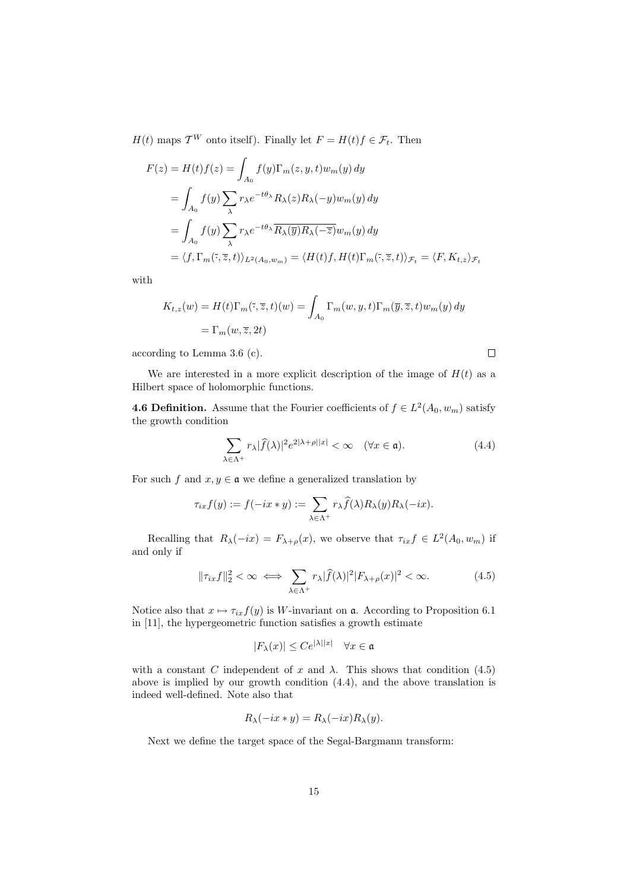$H(t)$ maps $\mathcal{T}^W$ onto itself). Finally let $F = H(t)f \in \mathcal{F}_t$. Then

$$\begin{aligned}
F(z) = H(t)f(z) &= \int_{A_0} f(y)\Gamma_m(z,y,t)w_m(y)\,dy \\
&= \int_{A_0} f(y)\sum_\lambda r_\lambda e^{-t\theta_\lambda} R_\lambda(z)R_\lambda(-y)w_m(y)\,dy \\
&= \int_{A_0} f(y)\sum_\lambda r_\lambda e^{-t\theta_\lambda} \overline{R_\lambda(\overline{y})R_\lambda(-\overline{z})}w_m(y)\,dy \\
&= \langle f, \Gamma_m(\bar{\cdot},\overline{z},t)\rangle_{L^2(A_0,w_m)} = \langle H(t)f, H(t)\Gamma_m(\bar{\cdot},\overline{z},t)\rangle_{\mathcal{F}_t} = \langle F, K_{t,z}\rangle_{\mathcal{F}_t}
\end{aligned}$$

with

$$\begin{aligned}
K_{t,z}(w) = H(t)\Gamma_m(\bar{\cdot},\overline{z},t)(w) &= \int_{A_0} \Gamma_m(w,y,t)\Gamma_m(\overline{y},\overline{z},t)w_m(y)\,dy \\
&= \Gamma_m(w,\overline{z},2t)
\end{aligned}$$

according to Lemma 3.6 (c). □

We are interested in a more explicit description of the image of $H(t)$ as a Hilbert space of holomorphic functions.

**4.6 Definition.** Assume that the Fourier coefficients of $f \in L^2(A_0,w_m)$ satisfy the growth condition

$$\sum_{\lambda\in\Lambda^+} r_\lambda|\widehat{f}(\lambda)|^2 e^{2|\lambda+\rho||x|} < \infty \quad (\forall x \in \mathfrak{a}). \tag{4.4}$$

For such $f$ and $x, y \in \mathfrak{a}$ we define a generalized translation by

$$\tau_{ix}f(y) := f(-ix * y) := \sum_{\lambda\in\Lambda^+} r_\lambda \widehat{f}(\lambda)R_\lambda(y)R_\lambda(-ix).$$

Recalling that $R_\lambda(-ix) = F_{\lambda+\rho}(x)$, we observe that $\tau_{ix}f \in L^2(A_0,w_m)$ if and only if

$$\|\tau_{ix}f\|_2^2 < \infty \iff \sum_{\lambda\in\Lambda^+} r_\lambda|\widehat{f}(\lambda)|^2|F_{\lambda+\rho}(x)|^2 < \infty. \tag{4.5}$$

Notice also that $x \mapsto \tau_{ix}f(y)$ is $W$-invariant on $\mathfrak{a}$. According to Proposition 6.1 in [11], the hypergeometric function satisfies a growth estimate

$$|F_\lambda(x)| \le Ce^{|\lambda||x|} \quad \forall x \in \mathfrak{a}$$

with a constant $C$ independent of $x$ and $\lambda$. This shows that condition (4.5) above is implied by our growth condition (4.4), and the above translation is indeed well-defined. Note also that

$$R_\lambda(-ix * y) = R_\lambda(-ix)R_\lambda(y).$$

Next we define the target space of the Segal-Bargmann transform: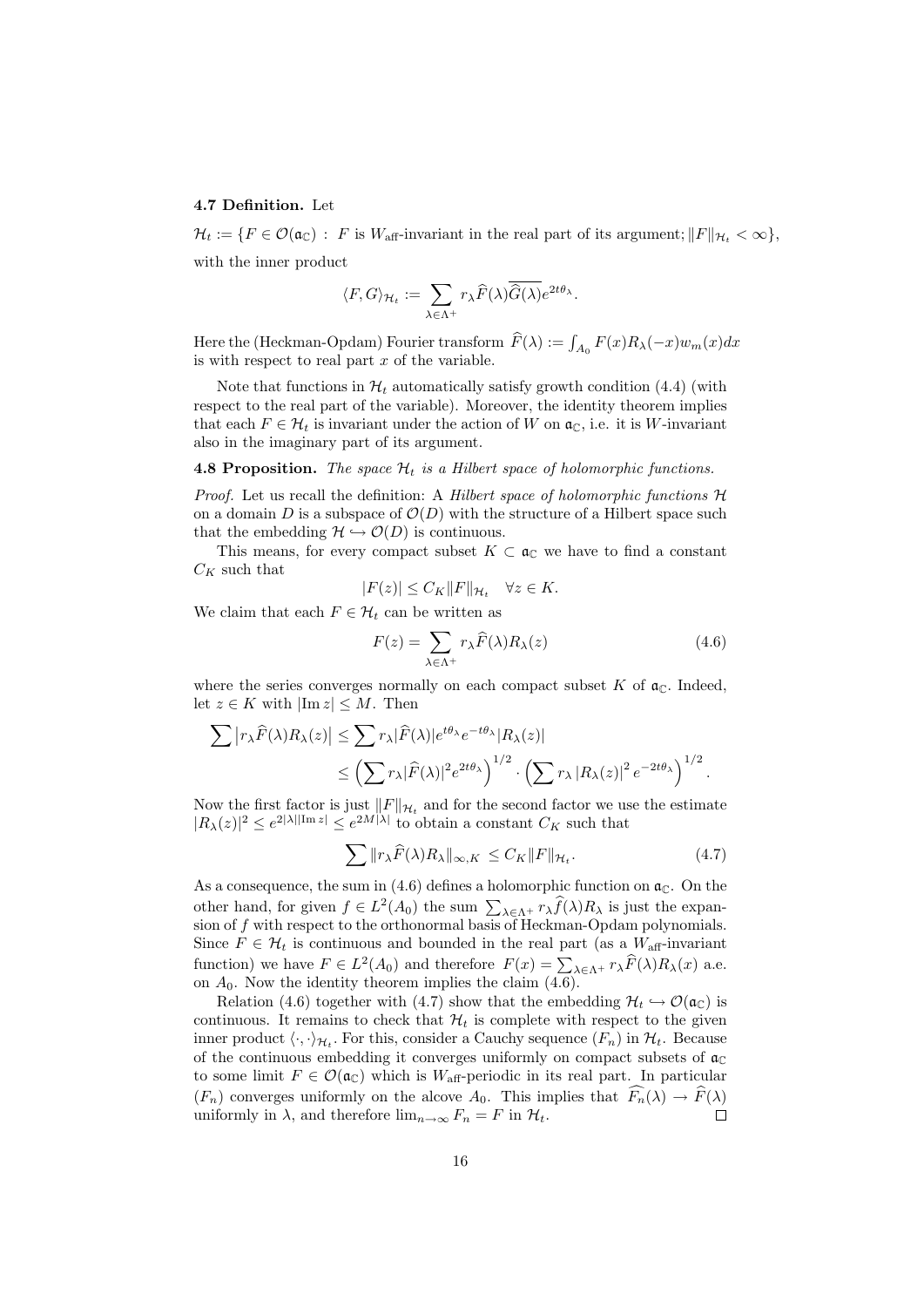**4.7 Definition.** Let

$$\mathcal{H}_t := \{F \in \mathcal{O}(\mathfrak{a}_\mathbb{C}) \;:\; F \text{ is } W_{\text{aff}}\text{-invariant in the real part of its argument}; \|F\|_{\mathcal{H}_t} < \infty\},$$

with the inner product

$$\langle F, G\rangle_{\mathcal{H}_t} := \sum_{\lambda \in \Lambda^+} r_\lambda \widehat{F}(\lambda)\overline{\widehat{G}(\lambda)} e^{2t\theta_\lambda}.$$

Here the (Heckman-Opdam) Fourier transform $\widehat{F}(\lambda) := \int_{A_0} F(x) R_\lambda(-x) w_m(x) dx$ is with respect to real part $x$ of the variable.

Note that functions in $\mathcal{H}_t$ automatically satisfy growth condition (4.4) (with respect to the real part of the variable). Moreover, the identity theorem implies that each $F \in \mathcal{H}_t$ is invariant under the action of $W$ on $\mathfrak{a}_\mathbb{C}$, i.e. it is $W$-invariant also in the imaginary part of its argument.

**4.8 Proposition.** *The space $\mathcal{H}_t$ is a Hilbert space of holomorphic functions.*

*Proof.* Let us recall the definition: A *Hilbert space of holomorphic functions* $\mathcal{H}$ on a domain $D$ is a subspace of $\mathcal{O}(D)$ with the structure of a Hilbert space such that the embedding $\mathcal{H} \hookrightarrow \mathcal{O}(D)$ is continuous.

This means, for every compact subset $K \subset \mathfrak{a}_\mathbb{C}$ we have to find a constant $C_K$ such that

$$|F(z)| \le C_K \|F\|_{\mathcal{H}_t} \quad \forall z \in K.$$

We claim that each $F \in \mathcal{H}_t$ can be written as

$$F(z) = \sum_{\lambda \in \Lambda^+} r_\lambda \widehat{F}(\lambda) R_\lambda(z) \tag{4.6}$$

where the series converges normally on each compact subset $K$ of $\mathfrak{a}_\mathbb{C}$. Indeed, let $z \in K$ with $|\operatorname{Im} z| \le M$. Then

$$\begin{aligned}\sum \left| r_\lambda \widehat{F}(\lambda) R_\lambda(z)\right| &\le \sum r_\lambda |\widehat{F}(\lambda)| e^{t\theta_\lambda} e^{-t\theta_\lambda} |R_\lambda(z)| \\ &\le \Big(\sum r_\lambda |\widehat{F}(\lambda)|^2 e^{2t\theta_\lambda}\Big)^{1/2} \cdot \Big(\sum r_\lambda \left|R_\lambda(z)\right|^2 e^{-2t\theta_\lambda}\Big)^{1/2}.\end{aligned}$$

Now the first factor is just $\|F\|_{\mathcal{H}_t}$ and for the second factor we use the estimate $|R_\lambda(z)|^2 \le e^{2|\lambda||\operatorname{Im} z|} \le e^{2M|\lambda|}$ to obtain a constant $C_K$ such that

$$\sum \|r_\lambda \widehat{F}(\lambda) R_\lambda\|_{\infty, K} \le C_K \|F\|_{\mathcal{H}_t}. \tag{4.7}$$

As a consequence, the sum in (4.6) defines a holomorphic function on $\mathfrak{a}_\mathbb{C}$. On the other hand, for given $f \in L^2(A_0)$ the sum $\sum_{\lambda \in \Lambda^+} r_\lambda \widehat{f}(\lambda) R_\lambda$ is just the expansion of $f$ with respect to the orthonormal basis of Heckman-Opdam polynomials. Since $F \in \mathcal{H}_t$ is continuous and bounded in the real part (as a $W_{\text{aff}}$-invariant function) we have $F \in L^2(A_0)$ and therefore $F(x) = \sum_{\lambda \in \Lambda^+} r_\lambda \widehat{F}(\lambda) R_\lambda(x)$ a.e. on $A_0$. Now the identity theorem implies the claim (4.6).

Relation (4.6) together with (4.7) show that the embedding $\mathcal{H}_t \hookrightarrow \mathcal{O}(\mathfrak{a}_\mathbb{C})$ is continuous. It remains to check that $\mathcal{H}_t$ is complete with respect to the given inner product $\langle \cdot, \cdot \rangle_{\mathcal{H}_t}$. For this, consider a Cauchy sequence $(F_n)$ in $\mathcal{H}_t$. Because of the continuous embedding it converges uniformly on compact subsets of $\mathfrak{a}_\mathbb{C}$ to some limit $F \in \mathcal{O}(\mathfrak{a}_\mathbb{C})$ which is $W_{\text{aff}}$-periodic in its real part. In particular $(F_n)$ converges uniformly on the alcove $A_0$. This implies that $\widehat{F_n}(\lambda) \to \widehat{F}(\lambda)$ uniformly in $\lambda$, and therefore $\lim_{n\to\infty} F_n = F$ in $\mathcal{H}_t$. $\square$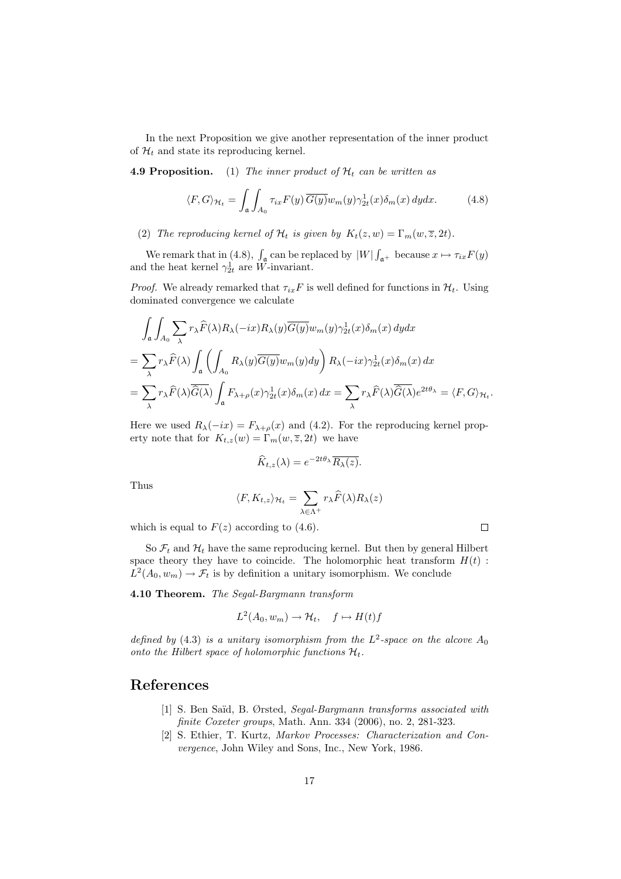In the next Proposition we give another representation of the inner product of $\mathcal{H}_t$ and state its reproducing kernel.

**4.9 Proposition.** (1) *The inner product of $\mathcal{H}_t$ can be written as*

$$\langle F, G\rangle_{\mathcal{H}_t} = \int_{\mathfrak{a}} \int_{A_0} \tau_{ix} F(y)\, \overline{G(y)} w_m(y) \gamma^1_{2t}(x) \delta_m(x)\, dydx. \tag{4.8}$$

(2) *The reproducing kernel of $\mathcal{H}_t$ is given by $K_t(z,w) = \Gamma_m(w, \overline{z}, 2t)$.*

We remark that in (4.8), $\int_{\mathfrak{a}}$ can be replaced by $|W| \int_{\mathfrak{a}^+}$ because $x \mapsto \tau_{ix}F(y)$ and the heat kernel $\gamma^1_{2t}$ are $W$-invariant.

*Proof.* We already remarked that $\tau_{ix}F$ is well defined for functions in $\mathcal{H}_t$. Using dominated convergence we calculate

$$\begin{aligned}
&\int_{\mathfrak{a}} \int_{A_0} \sum_\lambda r_\lambda \widehat{F}(\lambda) R_\lambda(-ix) R_\lambda(y) \overline{G(y)} w_m(y) \gamma^1_{2t}(x) \delta_m(x)\, dydx \\
&= \sum_\lambda r_\lambda \widehat{F}(\lambda) \int_{\mathfrak{a}} \left( \int_{A_0} R_\lambda(y) \overline{G(y)} w_m(y) dy \right) R_\lambda(-ix) \gamma^1_{2t}(x) \delta_m(x)\, dx \\
&= \sum_\lambda r_\lambda \widehat{F}(\lambda) \overline{\widehat{G}(\lambda)} \int_{\mathfrak{a}} F_{\lambda+\rho}(x) \gamma^1_{2t}(x) \delta_m(x)\, dx = \sum_\lambda r_\lambda \widehat{F}(\lambda) \overline{\widehat{G}(\lambda)} e^{2t\theta_\lambda} = \langle F, G\rangle_{\mathcal{H}_t}.
\end{aligned}$$

Here we used $R_\lambda(-ix) = F_{\lambda+\rho}(x)$ and (4.2). For the reproducing kernel property note that for $K_{t,z}(w) = \Gamma_m(w, \overline{z}, 2t)$ we have

$$\widehat{K}_{t,z}(\lambda) = e^{-2t\theta_\lambda} \overline{R_\lambda(z)}.$$

Thus

$$\langle F, K_{t,z}\rangle_{\mathcal{H}_t} = \sum_{\lambda \in \Lambda^+} r_\lambda \widehat{F}(\lambda) R_\lambda(z)$$

which is equal to $F(z)$ according to (4.6). $\square$

So $\mathcal{F}_t$ and $\mathcal{H}_t$ have the same reproducing kernel. But then by general Hilbert space theory they have to coincide. The holomorphic heat transform $H(t) : L^2(A_0, w_m) \to \mathcal{F}_t$ is by definition a unitary isomorphism. We conclude

**4.10 Theorem.** *The Segal-Bargmann transform*

$$L^2(A_0, w_m) \to \mathcal{H}_t, \quad f \mapsto H(t)f$$

*defined by* (4.3) *is a unitary isomorphism from the $L^2$-space on the alcove $A_0$ onto the Hilbert space of holomorphic functions $\mathcal{H}_t$.*

# References

[1] S. Ben Saïd, B. Ørsted, *Segal-Bargmann transforms associated with finite Coxeter groups*, Math. Ann. 334 (2006), no. 2, 281-323.

[2] S. Ethier, T. Kurtz, *Markov Processes: Characterization and Convergence*, John Wiley and Sons, Inc., New York, 1986.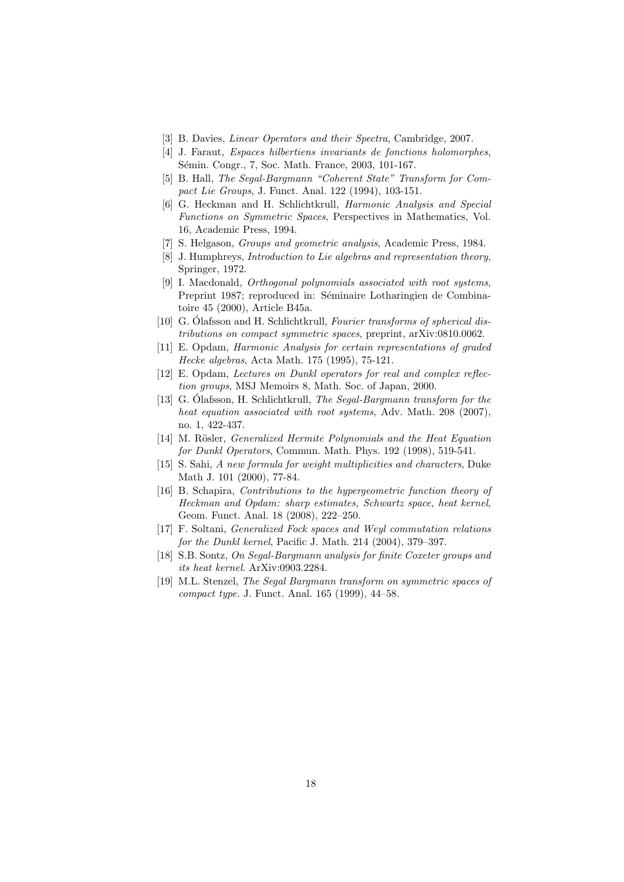[3] B. Davies, *Linear Operators and their Spectra*, Cambridge, 2007.

[4] J. Faraut, *Espaces hilbertiens invariants de fonctions holomorphes*, Sémin. Congr., 7, Soc. Math. France, 2003, 101-167.

[5] B. Hall, *The Segal-Bargmann "Coherent State" Transform for Compact Lie Groups*, J. Funct. Anal. 122 (1994), 103-151.

[6] G. Heckman and H. Schlichtkrull, *Harmonic Analysis and Special Functions on Symmetric Spaces*, Perspectives in Mathematics, Vol. 16, Academic Press, 1994.

[7] S. Helgason, *Groups and geometric analysis*, Academic Press, 1984.

[8] J. Humphreys, *Introduction to Lie algebras and representation theory*, Springer, 1972.

[9] I. Macdonald, *Orthogonal polynomials associated with root systems*, Preprint 1987; reproduced in: Séminaire Lotharingien de Combinatoire 45 (2000), Article B45a.

[10] G. Ólafsson and H. Schlichtkrull, *Fourier transforms of spherical distributions on compact symmetric spaces*, preprint, arXiv:0810.0062.

[11] E. Opdam, *Harmonic Analysis for certain representations of graded Hecke algebras*, Acta Math. 175 (1995), 75-121.

[12] E. Opdam, *Lectures on Dunkl operators for real and complex reflection groups*, MSJ Memoirs 8, Math. Soc. of Japan, 2000.

[13] G. Ólafsson, H. Schlichtkrull, *The Segal-Bargmann transform for the heat equation associated with root systems*, Adv. Math. 208 (2007), no. 1, 422-437.

[14] M. Rösler, *Generalized Hermite Polynomials and the Heat Equation for Dunkl Operators*, Commun. Math. Phys. 192 (1998), 519-541.

[15] S. Sahi, *A new formula for weight multiplicities and characters*, Duke Math J. 101 (2000), 77-84.

[16] B. Schapira, *Contributions to the hypergeometric function theory of Heckman and Opdam: sharp estimates, Schwartz space, heat kernel*, Geom. Funct. Anal. 18 (2008), 222–250.

[17] F. Soltani, *Generalized Fock spaces and Weyl commutation relations for the Dunkl kernel*, Pacific J. Math. 214 (2004), 379–397.

[18] S.B. Sontz, *On Segal-Bargmann analysis for finite Coxeter groups and its heat kernel*. ArXiv:0903.2284.

[19] M.L. Stenzel, *The Segal Bargmann transform on symmetric spaces of compact type.* J. Funct. Anal. 165 (1999), 44–58.